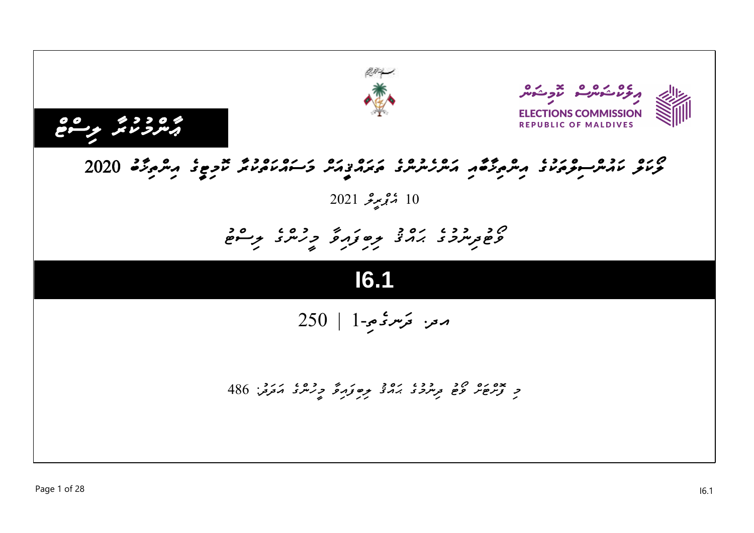بسم الله الرحمن الرحيم

އިލެކްޝަންސް ކޮމިޝަން

ELECTIONS COMMISSION
REPUBLIC OF MALDIVES

އަންދާޒާކުރި ލިސްޓު

# ލޯކަލް ކައުންސިލްތަކުގެ އިންތިޚާބާއި އަންހެނުންގެ ތަރައްޤީއަށް މަސައްކަތްކުރާ ކޮމިޓީގެ އިންތިޚާބު 2020

10 އޮކްޓޯބަރ 2021

ވޯޓުދިނުމުގެ ހައްޤު ލިބިފައިވާ މީހުންގެ ލިސްޓު

# I6.1

އއ. ތޮއްޑޫ-1 | 250

މި ފޮށިން ވޯޓު ދިނުމުގެ ހައްޤު ލިބިފައިވާ މީހުންގެ އަދަދު: 486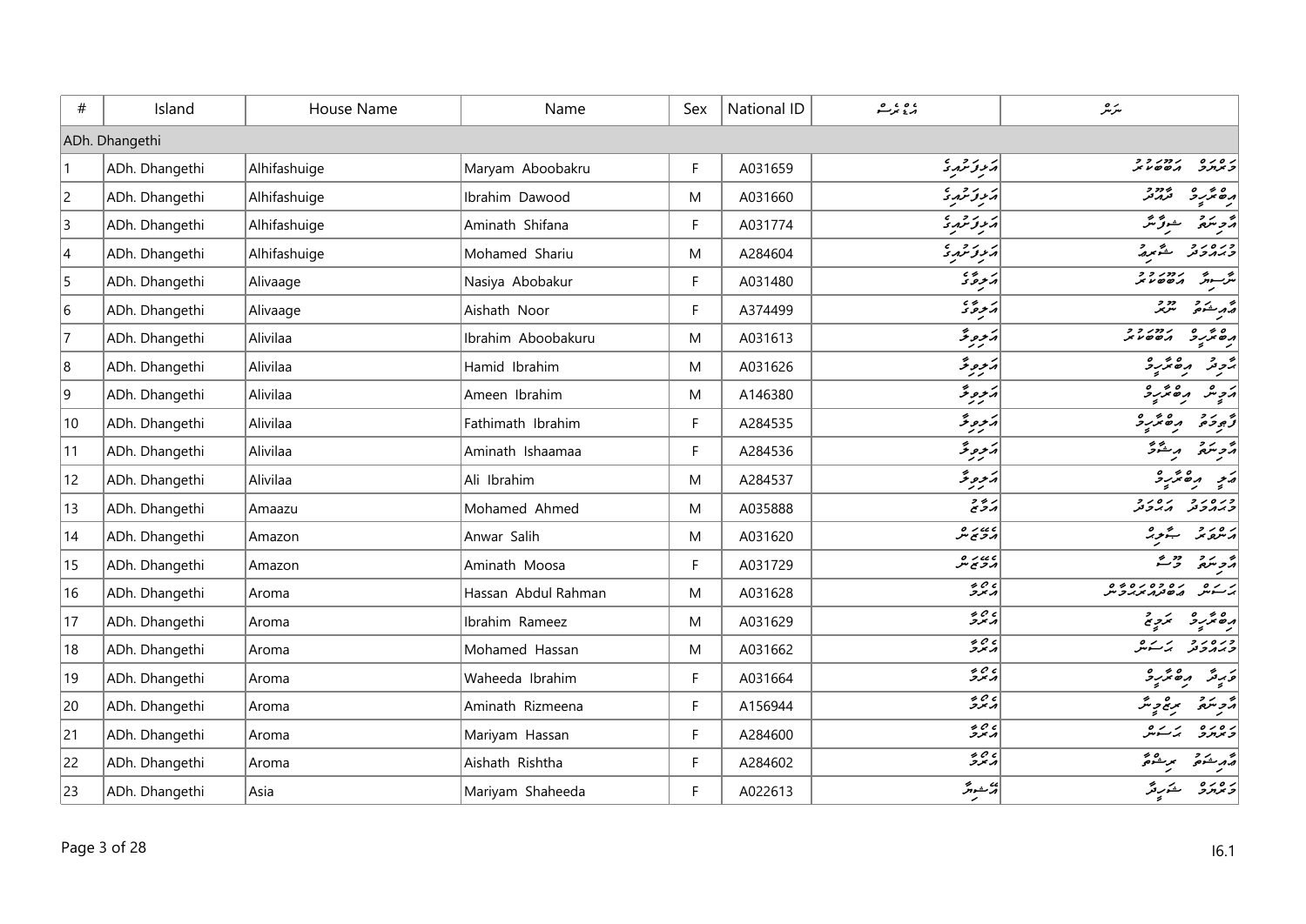| # | Island | House Name | Name | Sex | National ID | ގެއުގެ ނަން | ނަން |
|---|---|---|---|---|---|---|---|
| ADh. Dhangethi | | | | | | | |
| 1 | ADh. Dhangethi | Alhifashuige | Maryam Aboobakru | F | A031659 | އަލިފަށުއިގެ | މަރްޔަމް އަބޫބަކުރު |
| 2 | ADh. Dhangethi | Alhifashuige | Ibrahim Dawood | M | A031660 | އަލިފަށުއިގެ | އިބްރާހީމް ދާއޫދު |
| 3 | ADh. Dhangethi | Alhifashuige | Aminath Shifana | F | A031774 | އަލިފަށުއިގެ | އާމިނަތު ޝިފާނާ |
| 4 | ADh. Dhangethi | Alhifashuige | Mohamed Shariu | M | A284604 | އަލިފަށުއިގެ | މުޙައްމަދު ޝާރިޢު |
| 5 | ADh. Dhangethi | Alivaage | Nasiya Abobakur | F | A031480 | އަލިވާގެ | ނާސިޔާ އަބޫބަކުރު |
| 6 | ADh. Dhangethi | Alivaage | Aishath Noor | F | A374499 | އަލިވާގެ | އައިޝަތު ނޫރު |
| 7 | ADh. Dhangethi | Alivilaa | Ibrahim Aboobakuru | M | A031613 | އަލިވިލާ | އިބްރާހީމް އަބޫބަކުރު |
| 8 | ADh. Dhangethi | Alivilaa | Hamid Ibrahim | M | A031626 | އަލިވިލާ | ހާމިދު އިބްރާހީމް |
| 9 | ADh. Dhangethi | Alivilaa | Ameen Ibrahim | M | A146380 | އަލިވިލާ | އަމީން އިބްރާހީމް |
| 10 | ADh. Dhangethi | Alivilaa | Fathimath Ibrahim | F | A284535 | އަލިވިލާ | ފާތިމަތު އިބްރާހީމް |
| 11 | ADh. Dhangethi | Alivilaa | Aminath Ishaamaa | F | A284536 | އަލިވިލާ | އާމިނަތު އިޝާމާ |
| 12 | ADh. Dhangethi | Alivilaa | Ali Ibrahim | M | A284537 | އަލިވިލާ | ޢަލީ އިބްރާހީމް |
| 13 | ADh. Dhangethi | Amaazu | Mohamed Ahmed | M | A035888 | އަމާޒު | މުޙައްމަދު އަޙްމަދު |
| 14 | ADh. Dhangethi | Amazon | Anwar Salih | M | A031620 | އެމޭޒަން | އަންވަރު ސާލިހު |
| 15 | ADh. Dhangethi | Amazon | Aminath Moosa | F | A031729 | އެމޭޒަން | އާމިނަތު މޫސާ |
| 16 | ADh. Dhangethi | Aroma | Hassan Abdul Rahman | M | A031628 | އެރޯމާ | ހަސަން އަބްދުއްރަޙްމާން |
| 17 | ADh. Dhangethi | Aroma | Ibrahim Rameez | M | A031629 | އެރޯމާ | އިބްރާހީމް ރަމީޒު |
| 18 | ADh. Dhangethi | Aroma | Mohamed Hassan | M | A031662 | އެރޯމާ | މުޙައްމަދު ހަސަން |
| 19 | ADh. Dhangethi | Aroma | Waheeda Ibrahim | F | A031664 | އެރޯމާ | ވަހީދާ އިބްރާހީމް |
| 20 | ADh. Dhangethi | Aroma | Aminath Rizmeena | F | A156944 | އެރޯމާ | އާމިނަތު ރިޒްމީނާ |
| 21 | ADh. Dhangethi | Aroma | Mariyam Hassan | F | A284600 | އެރޯމާ | މަރިޔަމް ހަސަން |
| 22 | ADh. Dhangethi | Aroma | Aishath Rishtha | F | A284602 | އެރޯމާ | އައިޝަތު ރިޝްތާ |
| 23 | ADh. Dhangethi | Asia | Mariyam Shaheeda | F | A022613 | އޭޝިއާ | މަރިޔަމް ޝަހީދާ |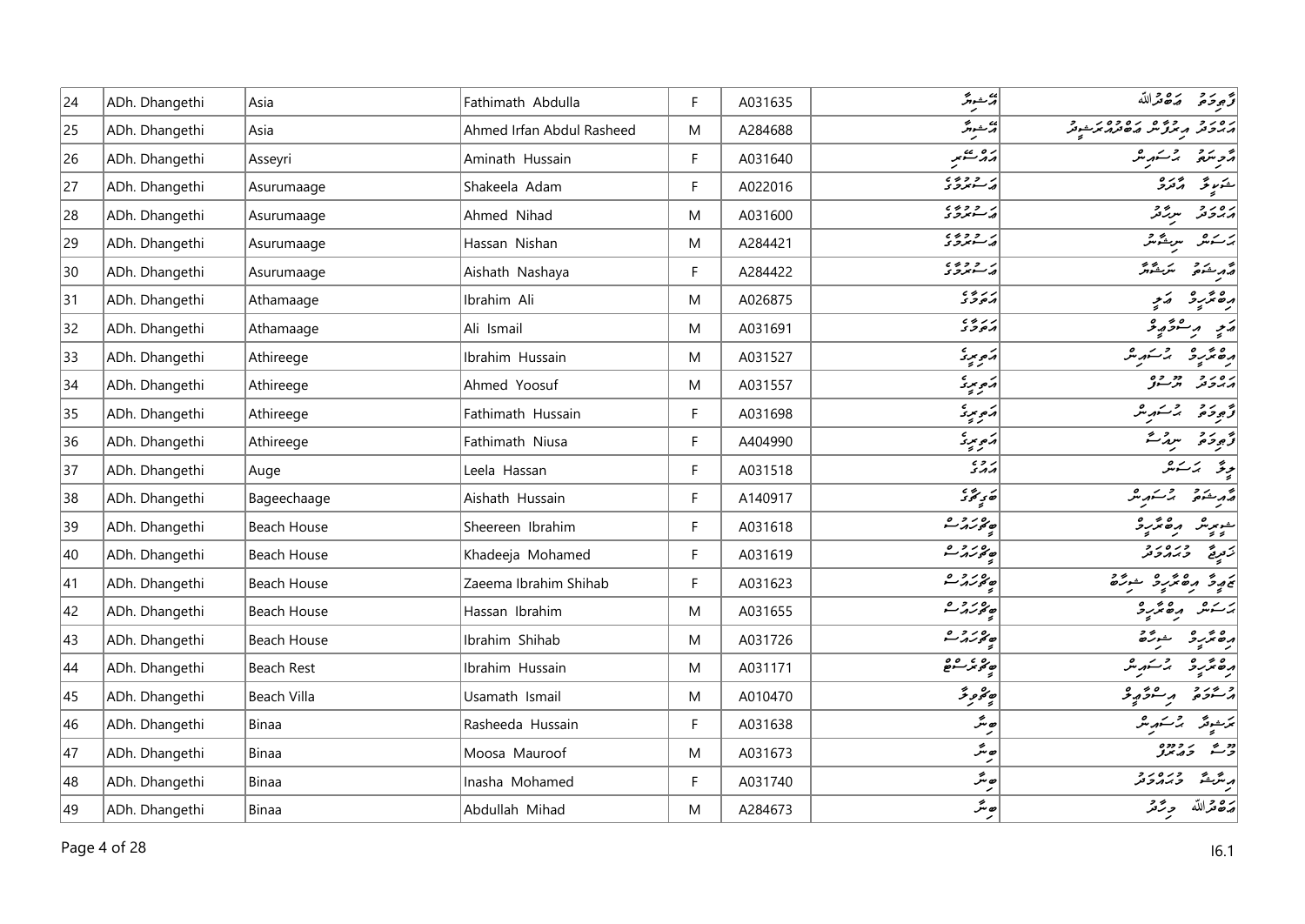| 24 | ADh. Dhangethi | Asia | Fathimath Abdulla | F | A031635 | އޭޝިޔާ | ފާތިމަތު އަބްދުﷲ |
|---|---|---|---|---|---|---|---|
| 25 | ADh. Dhangethi | Asia | Ahmed Irfan Abdul Rasheed | M | A284688 | އޭޝިޔާ | އަޙްމަދު އިރުފާން އަބްދުއްރަޝީދު |
| 26 | ADh. Dhangethi | Asseyri | Aminath Hussain | F | A031640 | އައްސޭރި | އާމިނަތު ޙުސައިން |
| 27 | ADh. Dhangethi | Asurumaage | Shakeela Adam | F | A022016 | އަސުރުމާގެ | ޝަކީލާ އާދަމް |
| 28 | ADh. Dhangethi | Asurumaage | Ahmed Nihad | M | A031600 | އަސުރުމާގެ | އަޙްމަދު ނިހާދު |
| 29 | ADh. Dhangethi | Asurumaage | Hassan Nishan | M | A284421 | އަސުރުމާގެ | ޙަސަން ނިޝާން |
| 30 | ADh. Dhangethi | Asurumaage | Aishath Nashaya | F | A284422 | އަސުރުމާގެ | އާއިޝަތު ނަޝާޔާ |
| 31 | ADh. Dhangethi | Athamaage | Ibrahim Ali | M | A026875 | އަތަމާގެ | އިބްރާހީމް އަލި |
| 32 | ADh. Dhangethi | Athamaage | Ali Ismail | M | A031691 | އަތަމާގެ | އަލި އިސްމާއީލް |
| 33 | ADh. Dhangethi | Athireege | Ibrahim Hussain | M | A031527 | އަތިރީގެ | އިބްރާހީމް ޙުސައިން |
| 34 | ADh. Dhangethi | Athireege | Ahmed Yoosuf | M | A031557 | އަތިރީގެ | އަޙްމަދު ޔޫސުފް |
| 35 | ADh. Dhangethi | Athireege | Fathimath Hussain | F | A031698 | އަތިރީގެ | ފާތިމަތު ޙުސައިން |
| 36 | ADh. Dhangethi | Athireege | Fathimath Niusa | F | A404990 | އަތިރީގެ | ފާތިމަތު ނިއުސާ |
| 37 | ADh. Dhangethi | Auge | Leela Hassan | F | A031518 | އައުގެ | ލީލާ ޙަސަން |
| 38 | ADh. Dhangethi | Bageechaage | Aishath Hussain | F | A140917 | ބަގީޗާގެ | އާއިޝަތު ޙުސައިން |
| 39 | ADh. Dhangethi | Beach House | Sheereen Ibrahim | F | A031618 | ބީޗްހައުސް | ޝީރީން އިބްރާހީމް |
| 40 | ADh. Dhangethi | Beach House | Khadeeja Mohamed | F | A031619 | ބީޗްހައުސް | ޚަދީޖާ މުޙައްމަދު |
| 41 | ADh. Dhangethi | Beach House | Zaeema Ibrahim Shihab | F | A031623 | ބީޗްހައުސް | ޒަޢީމާ އިބްރާހީމް ޝިހާބު |
| 42 | ADh. Dhangethi | Beach House | Hassan Ibrahim | M | A031655 | ބީޗްހައުސް | ޙަސަން އިބްރާހީމް |
| 43 | ADh. Dhangethi | Beach House | Ibrahim Shihab | M | A031726 | ބީޗްހައުސް | އިބްރާހީމް ޝިހާބު |
| 44 | ADh. Dhangethi | Beach Rest | Ibrahim Hussain | M | A031171 | ބީޗްރެސްޓް | އިބްރާހީމް ޙުސައިން |
| 45 | ADh. Dhangethi | Beach Villa | Usamath Ismail | M | A010470 | ބީޗްވިލާ | އުސާމަތު އިސްމާއީލް |
| 46 | ADh. Dhangethi | Binaa | Rasheeda Hussain | F | A031638 | ބިނާ | ރަޝީދާ ޙުސައިން |
| 47 | ADh. Dhangethi | Binaa | Moosa Mauroof | M | A031673 | ބިނާ | މޫސާ މަޢުރޫފް |
| 48 | ADh. Dhangethi | Binaa | Inasha Mohamed | F | A031740 | ބިނާ | އިނާޝާ މުޙައްމަދު |
| 49 | ADh. Dhangethi | Binaa | Abdullah Mihad | M | A284673 | ބިނާ | އަބްދުﷲ މިހާދު |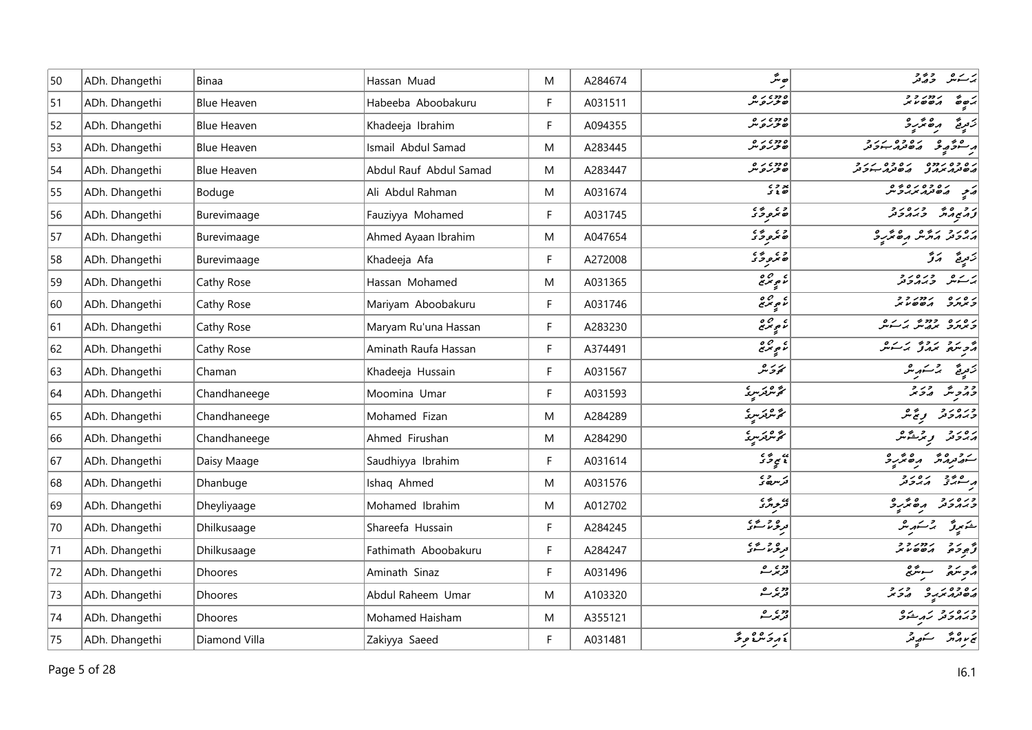| 50 | ADh. Dhangethi | Binaa | Hassan Muad | M | A284674 | ބިނާ | ހަސަން މުޢާޒު |
|---|---|---|---|---|---|---|---|
| 51 | ADh. Dhangethi | Blue Heaven | Habeeba Aboobakuru | F | A031511 | ބްލޫހެވަން | ހަބީބާ އަބޫބަކުރު |
| 52 | ADh. Dhangethi | Blue Heaven | Khadeeja Ibrahim | F | A094355 | ބްލޫހެވަން | ޚަދީޖާ އިބްރާހީމް |
| 53 | ADh. Dhangethi | Blue Heaven | Ismail Abdul Samad | M | A283445 | ބްލޫހެވަން | އިސްމާޢީލް އަބްދުލްސަމަދު |
| 54 | ADh. Dhangethi | Blue Heaven | Abdul Rauf Abdul Samad | M | A283447 | ބްލޫހެވަން | އަބްދުލްރައޫފް އަބްދުލްސަމަދު |
| 55 | ADh. Dhangethi | Boduge | Ali Abdul Rahman | M | A031674 | ބޮޑުގެ | އަލި އަބްދުލްރަޙްމާން |
| 56 | ADh. Dhangethi | Burevimaage | Fauziyya Mohamed | F | A031745 | ބުރެވިމާގެ | ފައުޒިއްޔާ މުޙައްމަދު |
| 57 | ADh. Dhangethi | Burevimaage | Ahmed Ayaan Ibrahim | M | A047654 | ބުރެވިމާގެ | އަޙްމަދު އަޔާން އިބްރާހީމް |
| 58 | ADh. Dhangethi | Burevimaage | Khadeeja Afa | F | A272008 | ބުރެވިމާގެ | ޚަދީޖާ އަފާ |
| 59 | ADh. Dhangethi | Cathy Rose | Hassan Mohamed | M | A031365 | ކެތީރޯޒް | ހަސަން މުޙައްމަދު |
| 60 | ADh. Dhangethi | Cathy Rose | Mariyam Aboobakuru | F | A031746 | ކެތީރޯޒް | މަރިޔަމް އަބޫބަކުރު |
| 61 | ADh. Dhangethi | Cathy Rose | Maryam Ru'una Hassan | F | A283230 | ކެތީރޯޒް | މަރިޔަމް ރުއުނާ ހަސަން |
| 62 | ADh. Dhangethi | Cathy Rose | Aminath Raufa Hassan | F | A374491 | ކެތީރޯޒް | އާމިނަތު ރައުފާ ހަސަން |
| 63 | ADh. Dhangethi | Chaman | Khadeeja Hussain | F | A031567 | ޗަމަން | ޚަދީޖާ ހުސައިން |
| 64 | ADh. Dhangethi | Chandhaneege | Moomina Umar | F | A031593 | ޗަންދަނީގެ | މޫމިނާ އުމަރު |
| 65 | ADh. Dhangethi | Chandhaneege | Mohamed Fizan | M | A284289 | ޗަންދަނީގެ | މުޙައްމަދު ފިޒާން |
| 66 | ADh. Dhangethi | Chandhaneege | Ahmed Firushan | M | A284290 | ޗަންދަނީގެ | އަޙްމަދު ފިރުޝާން |
| 67 | ADh. Dhangethi | Daisy Maage | Saudhiyya Ibrahim | F | A031614 | ޑޭޒީމާގެ | ސަޢުދިއްޔާ އިބްރާހީމް |
| 68 | ADh. Dhangethi | Dhanbuge | Ishaq Ahmed | M | A031576 | ދަނބުގެ | އިސްޙާޤު އަޙްމަދު |
| 69 | ADh. Dhangethi | Dheyliyaage | Mohamed Ibrahim | M | A012702 | ދޭލިޔާގެ | މުޙައްމަދު އިބްރާހީމް |
| 70 | ADh. Dhangethi | Dhilkusaage | Shareefa Hussain | F | A284245 | ދިލްކުސާގެ | ޝަރީފާ ހުސައިން |
| 71 | ADh. Dhangethi | Dhilkusaage | Fathimath Aboobakuru | F | A284247 | ދިލްކުސާގެ | ފާތިމަތު އަބޫބަކުރު |
| 72 | ADh. Dhangethi | Dhoores | Aminath Sinaz | F | A031496 | ދޫރެސް | އާމިނަތު ސިނާޒް |
| 73 | ADh. Dhangethi | Dhoores | Abdul Raheem Umar | M | A103320 | ދޫރެސް | އަބްދުލްރަޙީމް އުމަރު |
| 74 | ADh. Dhangethi | Dhoores | Mohamed Haisham | M | A355121 | ދޫރެސް | މުޙައްމަދުހައިޝަމް |
| 75 | ADh. Dhangethi | Diamond Villa | Zakiyya Saeed | F | A031481 | ޑައިމަންޑްވިލާ | ޒަކިއްޔާ ސަޢީދު |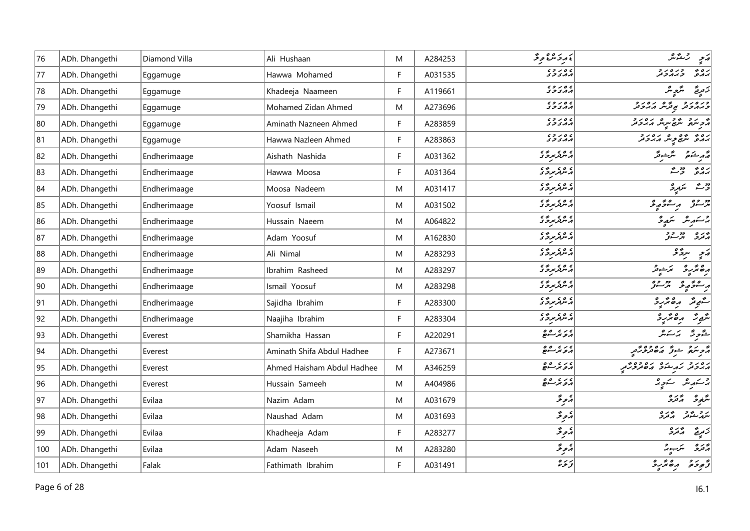| 76 | ADh. Dhangethi | Diamond Villa | Ali Hushaan | M | A284253 | ޑައިމަންޑް ވިލާ | އަލި ހުޝާން |
|---|---|---|---|---|---|---|---|
| 77 | ADh. Dhangethi | Eggamuge | Hawwa Mohamed | F | A031535 | އެއްގަމުގެ | ހައްވާ މުހައްމަދު |
| 78 | ADh. Dhangethi | Eggamuge | Khadeeja Naameen | F | A119661 | އެއްގަމުގެ | ޚަދީޖާ ނާމީން |
| 79 | ADh. Dhangethi | Eggamuge | Mohamed Zidan Ahmed | M | A273696 | އެއްގަމުގެ | މުހައްމަދު ޒިދާން އަޙްމަދު |
| 80 | ADh. Dhangethi | Eggamuge | Aminath Nazneen Ahmed | F | A283859 | އެއްގަމުގެ | އާމިނަތު ނާޒްނީން އަޙްމަދު |
| 81 | ADh. Dhangethi | Eggamuge | Hawwa Nazleen Ahmed | F | A283863 | އެއްގަމުގެ | ހައްވާ ނާޒްލީން އަޙްމަދު |
| 82 | ADh. Dhangethi | Endherimaage | Aishath Nashida | F | A031362 | އެންދެރިމާގެ | އާއިޝަތު ނާޝިދާ |
| 83 | ADh. Dhangethi | Endherimaage | Hawwa Moosa | F | A031364 | އެންދެރިމާގެ | ހައްވާ މޫސާ |
| 84 | ADh. Dhangethi | Endherimaage | Moosa Nadeem | M | A031417 | އެންދެރިމާގެ | މޫސާ ނަދީމް |
| 85 | ADh. Dhangethi | Endherimaage | Yoosuf Ismail | M | A031502 | އެންދެރިމާގެ | ޔޫސުފް އިސްމާޢީލް |
| 86 | ADh. Dhangethi | Endherimaage | Hussain Naeem | M | A064822 | އެންދެރިމާގެ | ހުސައިން ނަޢީމް |
| 87 | ADh. Dhangethi | Endherimaage | Adam Yoosuf | M | A162830 | އެންދެރިމާގެ | އާދަމް ޔޫސުފް |
| 88 | ADh. Dhangethi | Endherimaage | Ali Nimal | M | A283293 | އެންދެރިމާގެ | އަލި ނިމާލް |
| 89 | ADh. Dhangethi | Endherimaage | Ibrahim Rasheed | M | A283297 | އެންދެރިމާގެ | އިބްރާހީމް ރަޝީދު |
| 90 | ADh. Dhangethi | Endherimaage | Ismail Yoosuf | M | A283298 | އެންދެރިމާގެ | އިސްމާޢީލް ޔޫސުފް |
| 91 | ADh. Dhangethi | Endherimaage | Sajidha Ibrahim | F | A283300 | އެންދެރިމާގެ | ސާޖިދާ އިބްރާހީމް |
| 92 | ADh. Dhangethi | Endherimaage | Naajiha Ibrahim | F | A283304 | އެންދެރިމާގެ | ނާޖިހާ އިބްރާހީމް |
| 93 | ADh. Dhangethi | Everest | Shamikha Hassan | F | A220291 | އެވަރެސްޓް | ޝާމިޚާ ޙަސަން |
| 94 | ADh. Dhangethi | Everest | Aminath Shifa Abdul Hadhee | F | A273671 | އެވަރެސްޓް | އާމިނަތު ޝިފާ ޢަބްދުލްހާދީ |
| 95 | ADh. Dhangethi | Everest | Ahmed Haisham Abdul Hadhee | M | A346259 | އެވަރެސްޓް | އަޙްމަދު ހައިޝަމް ޢަބްދުލްހާދީ |
| 96 | ADh. Dhangethi | Everest | Hussain Sameeh | M | A404986 | އެވަރެސްޓް | ހުސައިން ސަމީޙް |
| 97 | ADh. Dhangethi | Evilaa | Nazim Adam | M | A031679 | އެވިލާ | ނާޒިމް އާދަމް |
| 98 | ADh. Dhangethi | Evilaa | Naushad Adam | M | A031693 | އެވިލާ | ނައުޝާދު އާދަމް |
| 99 | ADh. Dhangethi | Evilaa | Khadheeja Adam | F | A283277 | އެވިލާ | ޚަދީޖާ އާދަމް |
| 100 | ADh. Dhangethi | Evilaa | Adam Naseeh | M | A283280 | އެވިލާ | އާދަމް ނަސީޙު |
| 101 | ADh. Dhangethi | Falak | Fathimath Ibrahim | F | A031491 | ފަލަކް | ފާތިމަތު އިބްރާހީމް |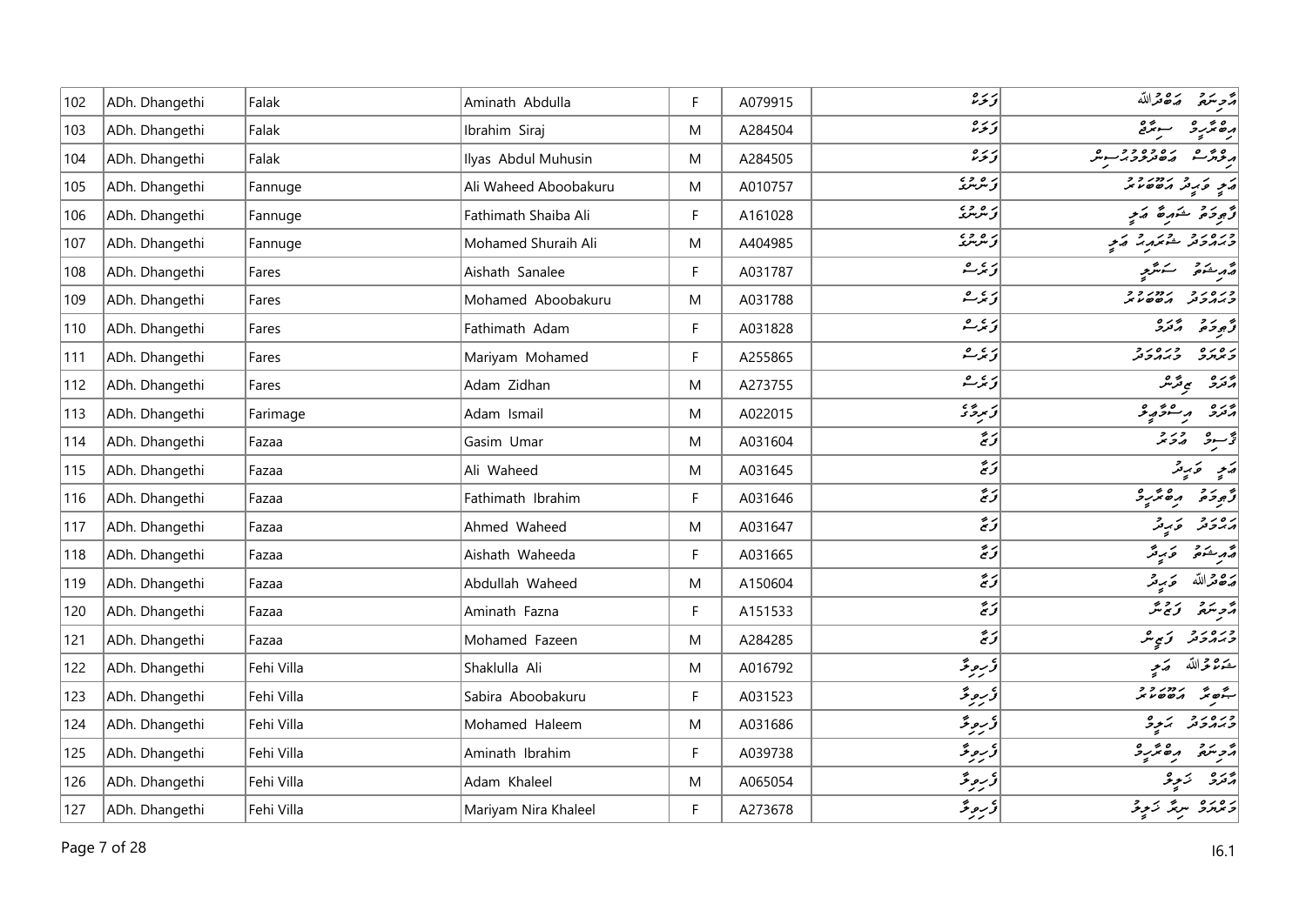| 102 | ADh. Dhangethi | Falak | Aminath Abdulla | F | A079915 | وَحَرَ | أَرْحِ سَرَةٍ أَرَكَ صْحَرْاللّه |
|---|---|---|---|---|---|---|---|
| 103 | ADh. Dhangethi | Falak | Ibrahim Siraj | M | A284504 | وَحَرَ | مِ صَمَّرِ وْ سِعَرَّهْ |
| 104 | ADh. Dhangethi | Falak | Ilyas Abdul Muhusin | M | A284505 | وَحَرَ | مِ وْمَرَّ سْ مَ صْ دْ وْ دْ رْ سِ سْ |
| 105 | ADh. Dhangethi | Fannuge | Ali Waheed Aboobakuru | M | A010757 | وَ سْرْسْرَى | مَعِ وَ بِرِ دْ مَ صْ صَ ىْ مْ |
| 106 | ADh. Dhangethi | Fannuge | Fathimath Shaiba Ali | F | A161028 | وَ سْرْسْرَى | وَّجِ وَدَ حْ شَمْرِ صَّ مَعِ |
| 107 | ADh. Dhangethi | Fannuge | Mohamed Shuraih Ali | M | A404985 | وَ سْرْسْرَى | وَ بَرْ وْ دْ شْ بْرَ بِرْ مَعِ |
| 108 | ADh. Dhangethi | Fares | Aishath Sanalee | F | A031787 | وَ بْرَ سْ | مَّ رِ شَوَ حْ سَ سَّرِجِ |
| 109 | ADh. Dhangethi | Fares | Mohamed Aboobakuru | M | A031788 | وَ بْرَ سْ | وَ بَرْ وْ دْ مَ صْ صَ ىْ مْ |
| 110 | ADh. Dhangethi | Fares | Fathimath Adam | F | A031828 | وَ بْرَ سْ | وَّجِ وَدَ حْ مَّ دَرْ وْ |
| 111 | ADh. Dhangethi | Fares | Mariyam Mohamed | F | A255865 | وَ بْرَ سْ | وَ بْرَ مَرْ وْ وَ بَرْ وْ دْ |
| 112 | ADh. Dhangethi | Fares | Adam Zidhan | M | A273755 | وَ بْرَ سْ | مَّ دَرْ وْ بِعِ دَّرْ سْ |
| 113 | ADh. Dhangethi | Farimage | Adam Ismail | M | A022015 | وَ بِرِ دَّ ى | مَّ دَرْ وْ مِ سْ وَّ مِرِ وْ |
| 114 | ADh. Dhangethi | Fazaa | Gasim Umar | M | A031604 | وَ ىَّ | تَّ سِ وْ مْ دَ بْرْ |
| 115 | ADh. Dhangethi | Fazaa | Ali Waheed | M | A031645 | وَ ىَّ | مَعِ وَ بِرِ دْ |
| 116 | ADh. Dhangethi | Fazaa | Fathimath Ibrahim | F | A031646 | وَ ىَّ | وَّجِ وَدَ حْ مِ صَمَّرِ وْ |
| 117 | ADh. Dhangethi | Fazaa | Ahmed Waheed | M | A031647 | وَ ىَّ | مَ بْرَ وْ دْ وَ بِرِ دْ |
| 118 | ADh. Dhangethi | Fazaa | Aishath Waheeda | F | A031665 | وَ ىَّ | مَّ رِ شَوَ حْ وَ بِرِ دَّ |
| 119 | ADh. Dhangethi | Fazaa | Abdullah Waheed | M | A150604 | وَ ىَّ | مَ صْ حَرْاللّه وَ بِرِ دْ |
| 120 | ADh. Dhangethi | Fazaa | Aminath Fazna | F | A151533 | وَ ىَّ | مَّرِ سَرَةٍ وَ ىْ سَّرْ |
| 121 | ADh. Dhangethi | Fazaa | Mohamed Fazeen | M | A284285 | وَ ىَّ | وَ بَرْ وْ دْ وَ ىِ سْ |
| 122 | ADh. Dhangethi | Fehi Villa | Shaklulla Ali | M | A016792 | وَّ رِ وِ وَّ | شَوَ ىْ وْ اللّه مَعِ |
| 123 | ADh. Dhangethi | Fehi Villa | Sabira Aboobakuru | F | A031523 | وَّ رِ وِ وَّ | سَّ صِ بْرَ مَ صْ صَ ىْ مْ |
| 124 | ADh. Dhangethi | Fehi Villa | Mohamed Haleem | M | A031686 | وَّ رِ وِ وَّ | وَ بَرْ وْ دْ بَرِ وْ |
| 125 | ADh. Dhangethi | Fehi Villa | Aminath Ibrahim | F | A039738 | وَّ رِ وِ وَّ | مَّرِ سَرَةٍ مِ صَمَّرِ وْ |
| 126 | ADh. Dhangethi | Fehi Villa | Adam Khaleel | M | A065054 | وَّ رِ وِ وَّ | مَّ دَرْ وْ زَ وِ وْ |
| 127 | ADh. Dhangethi | Fehi Villa | Mariyam Nira Khaleel | F | A273678 | وَّ رِ وِ وَّ | وَ بْرَ مَرْ وْ سِ بْرَّ زَ وِ وْ |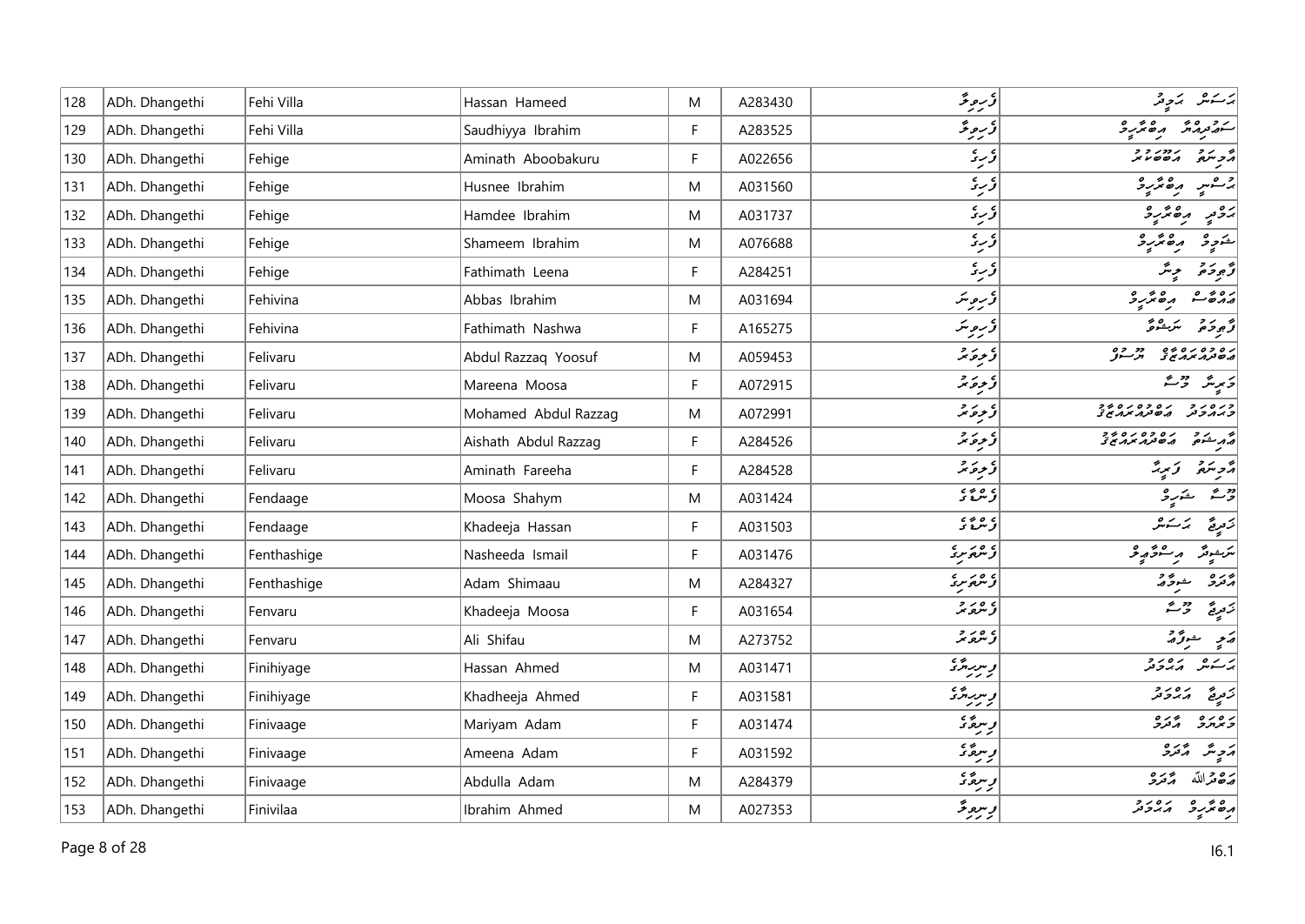| 128 | ADh. Dhangethi | Fehi Villa | Hassan Hameed | M | A283430 | ؤرِوِڗَ | بَرَسَرْ بَرَجِرْ |
|---|---|---|---|---|---|---|---|
| 129 | ADh. Dhangethi | Fehi Villa | Saudhiyya Ibrahim | F | A283525 | ؤرِوِڗَ | سَهُرِمْہُ رِەْمَرْبِرْ |
| 130 | ADh. Dhangethi | Fehige | Aminath Aboobakuru | F | A022656 | ؤرِیْ | مَّحِسَمْ مَصَّصَرْ |
| 131 | ADh. Dhangethi | Fehige | Husnee Ibrahim | M | A031560 | ؤرِیْ | رُسْبِرِ رِەْمَرْبِرْ |
| 132 | ADh. Dhangethi | Fehige | Hamdee Ibrahim | M | A031737 | ؤرِیْ | بَرْدِرِ رِەْمَرْبِرْ |
| 133 | ADh. Dhangethi | Fehige | Shameem Ibrahim | M | A076688 | ؤرِیْ | شَوِرْ رِەْمَرْبِرْ |
| 134 | ADh. Dhangethi | Fehige | Fathimath Leena | F | A284251 | ؤرِیْ | ژَّجِرَمْ جِسَّ |
| 135 | ADh. Dhangethi | Fehivina | Abbas Ibrahim | M | A031694 | ؤرِوِسَ | مَهْمَسْ رِەْمَرْبِرْ |
| 136 | ADh. Dhangethi | Fehivina | Fathimath Nashwa | F | A165275 | ؤرِوِسَ | ژَّجِرَمْ سَرَشْوَ |
| 137 | ADh. Dhangethi | Felivaru | Abdul Razzaq Yoosuf | M | A059453 | ؤجِوَبَرْ | مَەْمْرْ بَرْمِرْعَنْ مِرْسُوْ |
| 138 | ADh. Dhangethi | Felivaru | Mareena Moosa | F | A072915 | ؤجِوَبَرْ | دَمِرِسَّ دْرْسَّ |
| 139 | ADh. Dhangethi | Felivaru | Mohamed Abdul Razzag | M | A072991 | ؤجِوَبَرْ | دِيَرْمَرْ مَەْمْرْ بَرْمِرْعَ |
| 140 | ADh. Dhangethi | Felivaru | Aishath Abdul Razzag | F | A284526 | ؤجِوَبَرْ | مَّرِسْحَرْ مَەْمْرْ بَرْمِرْعَ |
| 141 | ADh. Dhangethi | Felivaru | Aminath Fareeha | F | A284528 | ؤجِوَبَرْ | مَّحِسَمْ وَبِرِيَّ |
| 142 | ADh. Dhangethi | Fendaage | Moosa Shahym | M | A031424 | ؤسْعَرَیْ | دْرْسَّ شَرِرْ |
| 143 | ADh. Dhangethi | Fendaage | Khadeeja Hassan | F | A031503 | ؤسْعَرَیْ | زَمِرِجَّ بَرَسَرْ |
| 144 | ADh. Dhangethi | Fenthashige | Nasheeda Ismail | F | A031476 | ؤسْعَرِیْ | سَرْشِوِرَ مِرسُوْمِرِوْ |
| 145 | ADh. Dhangethi | Fenthashige | Adam Shimaau | M | A284327 | ؤسْعَرِیْ | مَّدَرْ شِوَّمْ |
| 146 | ADh. Dhangethi | Fenvaru | Khadeeja Moosa | F | A031654 | ؤسْعَبَرْ | زَمِرِجَّ دْرْسَّ |
| 147 | ADh. Dhangethi | Fenvaru | Ali Shifau | M | A273752 | ؤسْعَبَرْ | مَعِ شِوَّمْ |
| 148 | ADh. Dhangethi | Finihiyage | Hassan Ahmed | M | A031471 | وِسِرِبِرْیْ | بَرَسَرْ مَرْمَرْ |
| 149 | ADh. Dhangethi | Finihiyage | Khadheeja Ahmed | F | A031581 | وِسِرِبِرْیْ | زَمِرِجَّ مَرْمَرْ |
| 150 | ADh. Dhangethi | Finivaage | Mariyam Adam | F | A031474 | وِسِرِوِّیْ | دَيْرِمْ مَّدَرْ |
| 151 | ADh. Dhangethi | Finivaage | Ameena Adam | F | A031592 | وِسِرِوِّیْ | مَرِسَّ مَّدَرْ |
| 152 | ADh. Dhangethi | Finivaage | Abdulla Adam | M | A284379 | وِسِرِوِّیْ | مَەْمْراللہ مَّدَرْ |
| 153 | ADh. Dhangethi | Finivilaa | Ibrahim Ahmed | M | A027353 | وِسِرِوِتَّ | رِەْمَرْبِرْ مَرْمَرْ |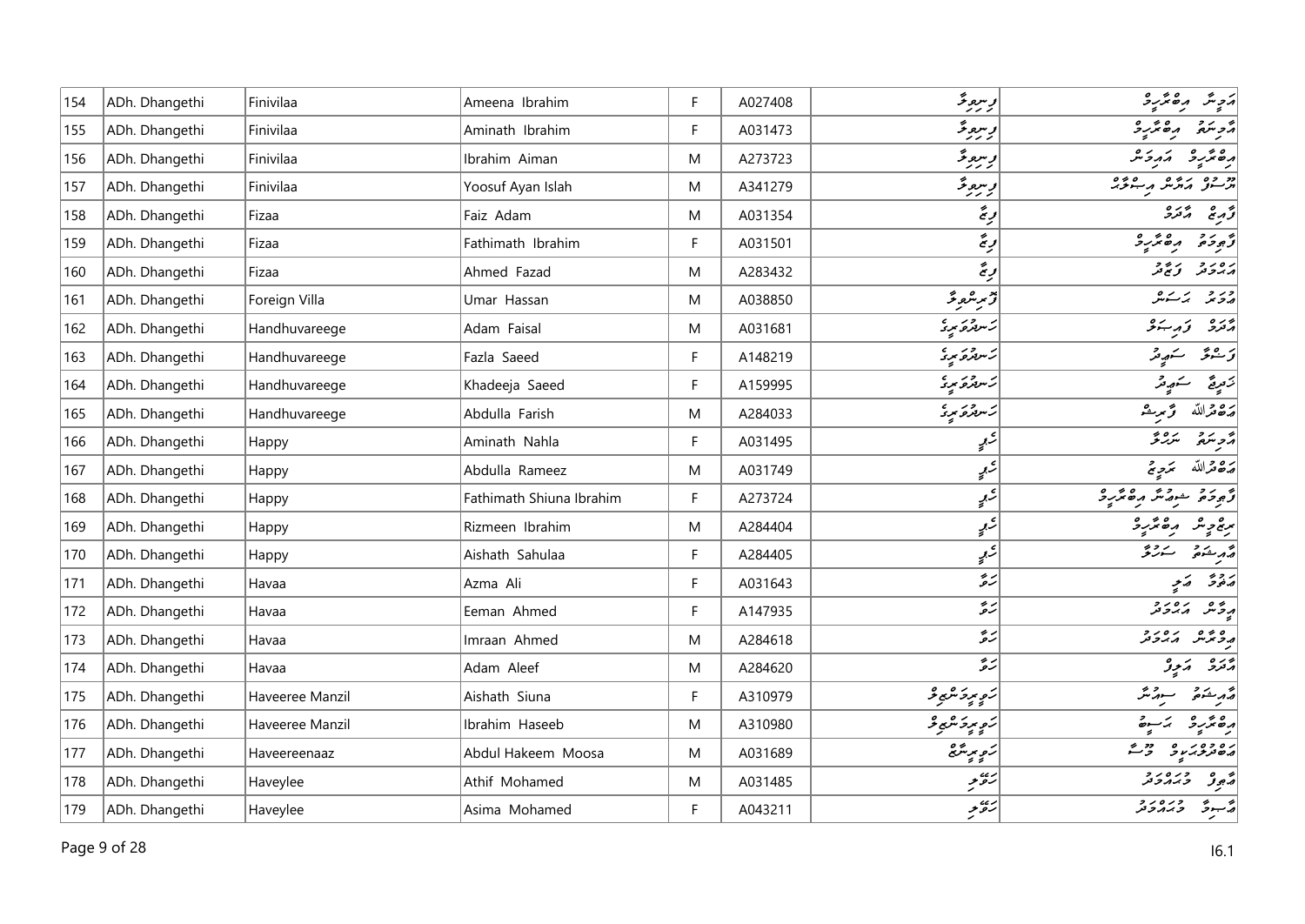| 154 | ADh. Dhangethi | Finivilaa | Ameena Ibrahim | F | A027408 | ވިނިވިލާ | އަމީނާ އިބްރާހީމް |
|---|---|---|---|---|---|---|---|
| 155 | ADh. Dhangethi | Finivilaa | Aminath Ibrahim | F | A031473 | ވިނިވިލާ | އާމިނަތު އިބްރާހީމް |
| 156 | ADh. Dhangethi | Finivilaa | Ibrahim Aiman | M | A273723 | ވިނިވިލާ | އިބްރާހީމް އައިމަން |
| 157 | ADh. Dhangethi | Finivilaa | Yoosuf Ayan Islah | M | A341279 | ވިނިވިލާ | ޔޫސުފް އަޔާން އިސްލާހް |
| 158 | ADh. Dhangethi | Fizaa | Faiz Adam | M | A031354 | ފިޒާ | ފާއިޒް އާދަމް |
| 159 | ADh. Dhangethi | Fizaa | Fathimath Ibrahim | F | A031501 | ފިޒާ | ފާތިމަތު އިބްރާހީމް |
| 160 | ADh. Dhangethi | Fizaa | Ahmed Fazad | M | A283432 | ފިޒާ | އަހުމަދު ފަޒާދު |
| 161 | ADh. Dhangethi | Foreign Villa | Umar Hassan | M | A038850 | ފޮރިންވިލާ | އުމަރު ހަސަން |
| 162 | ADh. Dhangethi | Handhuvareege | Adam Faisal | M | A031681 | ހަނދުވަރީގެ | އާދަމް ފައިސަލް |
| 163 | ADh. Dhangethi | Handhuvareege | Fazla Saeed | F | A148219 | ހަނދުވަރީގެ | ފަޟްލާ ސަޢީދު |
| 164 | ADh. Dhangethi | Handhuvareege | Khadeeja Saeed | F | A159995 | ހަނދުވަރީގެ | ޚަދީޖާ ސަޢީދު |
| 165 | ADh. Dhangethi | Handhuvareege | Abdulla Farish | M | A284033 | ހަނދުވަރީގެ | އަބްދުﷲ ފާރިޝް |
| 166 | ADh. Dhangethi | Happy | Aminath Nahla | F | A031495 | ހެޕީ | އާމިނަތު ނަހްލާ |
| 167 | ADh. Dhangethi | Happy | Abdulla Rameez | M | A031749 | ހެޕީ | އަބްދުﷲ ރަމީޒު |
| 168 | ADh. Dhangethi | Happy | Fathimath Shiuna Ibrahim | F | A273724 | ހެޕީ | ފާތިމަތު ޝިއުނާ އިބްރާހީމް |
| 169 | ADh. Dhangethi | Happy | Rizmeen Ibrahim | M | A284404 | ހެޕީ | ރިޒްމީން އިބްރާހީމް |
| 170 | ADh. Dhangethi | Happy | Aishath Sahulaa | F | A284405 | ހެޕީ | އާއިޝަތު ސަހުލާ |
| 171 | ADh. Dhangethi | Havaa | Azma Ali | F | A031643 | ހަވާ | އަޒްމާ އަލި |
| 172 | ADh. Dhangethi | Havaa | Eeman Ahmed | F | A147935 | ހަވާ | އީމާން އަހުމަދު |
| 173 | ADh. Dhangethi | Havaa | Imraan Ahmed | M | A284618 | ހަވާ | އިމްރާން އަހުމަދު |
| 174 | ADh. Dhangethi | Havaa | Adam Aleef | M | A284620 | ހަވާ | އާދަމް އަލީފު |
| 175 | ADh. Dhangethi | Haveeree Manzil | Aishath Siuna | F | A310979 | ހަވީރީމަންޒިލް | އާއިޝަތު ސިއުނާ |
| 176 | ADh. Dhangethi | Haveeree Manzil | Ibrahim Haseeb | M | A310980 | ހަވީރީމަންޒިލް | އިބްރާހީމް ހަސީބު |
| 177 | ADh. Dhangethi | Haveereenaaz | Abdul Hakeem Moosa | M | A031689 | ހަވީރީނާޒް | އަބްދުލްހަކީމް މޫސާ |
| 178 | ADh. Dhangethi | Haveylee | Athif Mohamed | M | A031485 | ހަވޭލީ | އާތިފު މުހައްމަދު |
| 179 | ADh. Dhangethi | Haveylee | Asima Mohamed | F | A043211 | ހަވޭލީ | އާސިމާ މުހައްމަދު |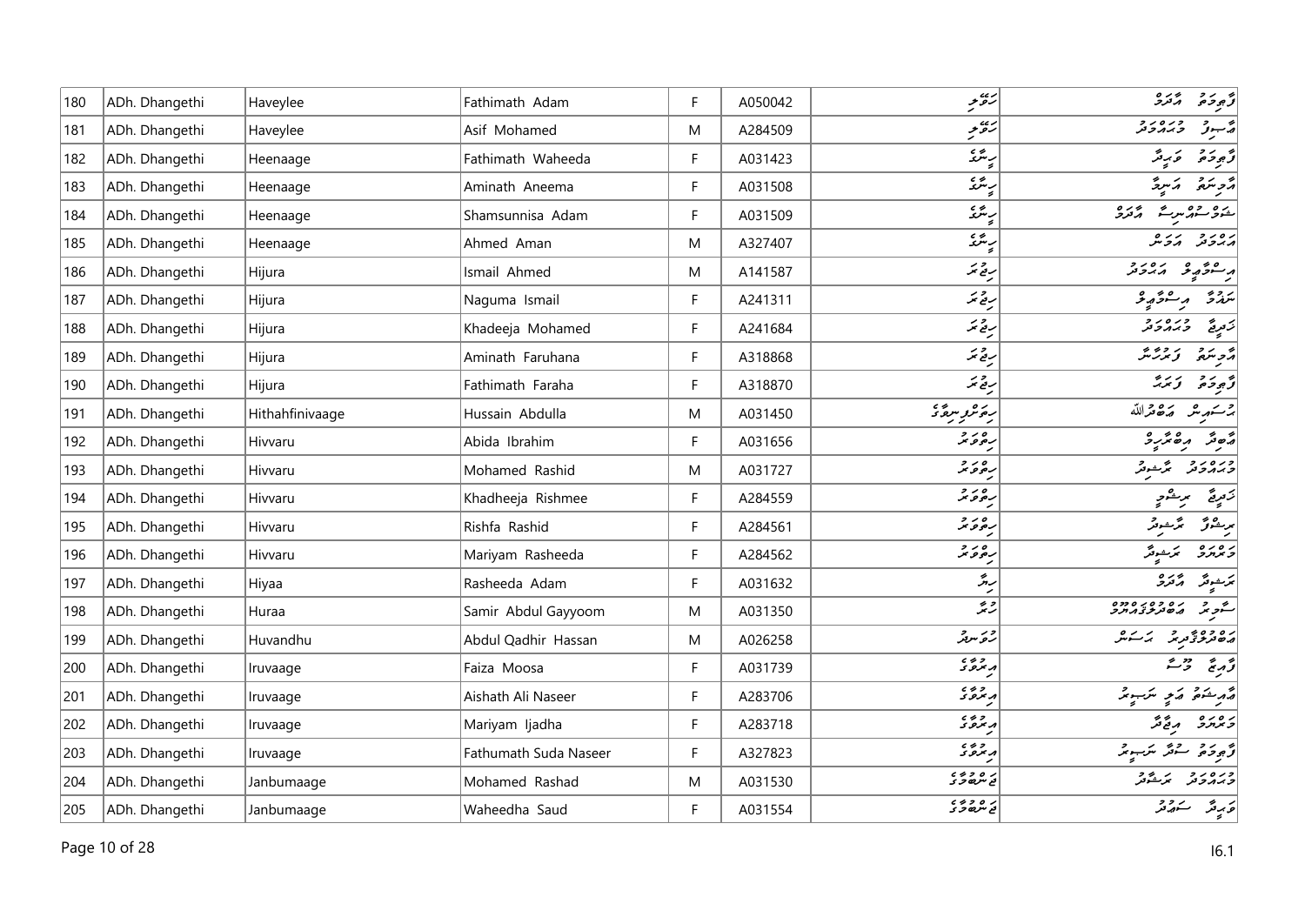| 180 | ADh. Dhangethi | Haveylee | Fathimath Adam | F | A050042 | ހަވޭލީ | ފާތިމަތު އާދަމް |
|---|---|---|---|---|---|---|---|
| 181 | ADh. Dhangethi | Haveylee | Asif Mohamed | M | A284509 | ހަވޭލީ | އާސިފު މުހައްމަދު |
| 182 | ADh. Dhangethi | Heenaage | Fathimath Waheeda | F | A031423 | ހީނާގެ | ފާތިމަތު ވަޙީދާ |
| 183 | ADh. Dhangethi | Heenaage | Aminath Aneema | F | A031508 | ހީނާގެ | އާމިނަތު އަނީމާ |
| 184 | ADh. Dhangethi | Heenaage | Shamsunnisa Adam | F | A031509 | ހީނާގެ | ޝަމްސުއްނިސާ އާދަމް |
| 185 | ADh. Dhangethi | Heenaage | Ahmed Aman | M | A327407 | ހީނާގެ | އަހްމަދު އަމާން |
| 186 | ADh. Dhangethi | Hijura | Ismail Ahmed | M | A141587 | ހިޖުރަ | އިސްމާއީލް އަހްމަދު |
| 187 | ADh. Dhangethi | Hijura | Naguma Ismail | F | A241311 | ހިޖުރަ | ނަގުމާ އިސްމާއީލް |
| 188 | ADh. Dhangethi | Hijura | Khadeeja Mohamed | F | A241684 | ހިޖުރަ | ޚަދީޖާ މުހައްމަދު |
| 189 | ADh. Dhangethi | Hijura | Aminath Faruhana | F | A318868 | ހިޖުރަ | އާމިނަތު ފަރުހާނާ |
| 190 | ADh. Dhangethi | Hijura | Fathimath Faraha | F | A318870 | ހިޖުރަ | ފާތިމަތު ފަރަހާ |
| 191 | ADh. Dhangethi | Hithahfinivaage | Hussain Abdulla | M | A031450 | ހިތަފިނިވާގެ | ހުސައިން އަބްދުﷲ |
| 192 | ADh. Dhangethi | Hivvaru | Abida Ibrahim | F | A031656 | ހިއްވަރު | އާބިދާ އިބްރާހީމް |
| 193 | ADh. Dhangethi | Hivvaru | Mohamed Rashid | M | A031727 | ހިއްވަރު | މުހައްމަދު ރާޝިދު |
| 194 | ADh. Dhangethi | Hivvaru | Khadheeja Rishmee | F | A284559 | ހިއްވަރު | ޚަދީޖާ ރިޝްމީ |
| 195 | ADh. Dhangethi | Hivvaru | Rishfa Rashid | F | A284561 | ހިއްވަރު | ރިޝްފާ ރާޝިދު |
| 196 | ADh. Dhangethi | Hivvaru | Mariyam Rasheeda | F | A284562 | ހިއްވަރު | މަރިޔަމް ރަޝީދާ |
| 197 | ADh. Dhangethi | Hiyaa | Rasheeda Adam | F | A031632 | ހިޔާ | ރަޝީދާ އާދަމް |
| 198 | ADh. Dhangethi | Huraa | Samir Abdul Gayyoom | M | A031350 | ހުރާ | ސާމިރު އަބްދުލްޤައްޔޫމް |
| 199 | ADh. Dhangethi | Huvandhu | Abdul Qadhir Hassan | M | A026258 | ހުވަނދު | އަބްދުލްޤާދިރު ހަސަން |
| 200 | ADh. Dhangethi | Iruvaage | Faiza Moosa | F | A031739 | އިރުވާގެ | ފާއިޒާ މޫސާ |
| 201 | ADh. Dhangethi | Iruvaage | Aishath Ali Naseer | F | A283706 | އިރުވާގެ | އައިޝަތު އަލި ނަސީރު |
| 202 | ADh. Dhangethi | Iruvaage | Mariyam Ijadha | F | A283718 | އިރުވާގެ | މަރިޔަމް އިޖާދާ |
| 203 | ADh. Dhangethi | Iruvaage | Fathumath Suda Naseer | F | A327823 | އިރުވާގެ | ފާތުމަތު ސުދާ ނަސީރު |
| 204 | ADh. Dhangethi | Janbumaage | Mohamed Rashad | M | A031530 | ޖަންބުމާގެ | މުހައްމަދު ރަޝާދު |
| 205 | ADh. Dhangethi | Janbumaage | Waheedha Saud | F | A031554 | ޖަންބުމާގެ | ވަޙީދާ ސަޢުދު |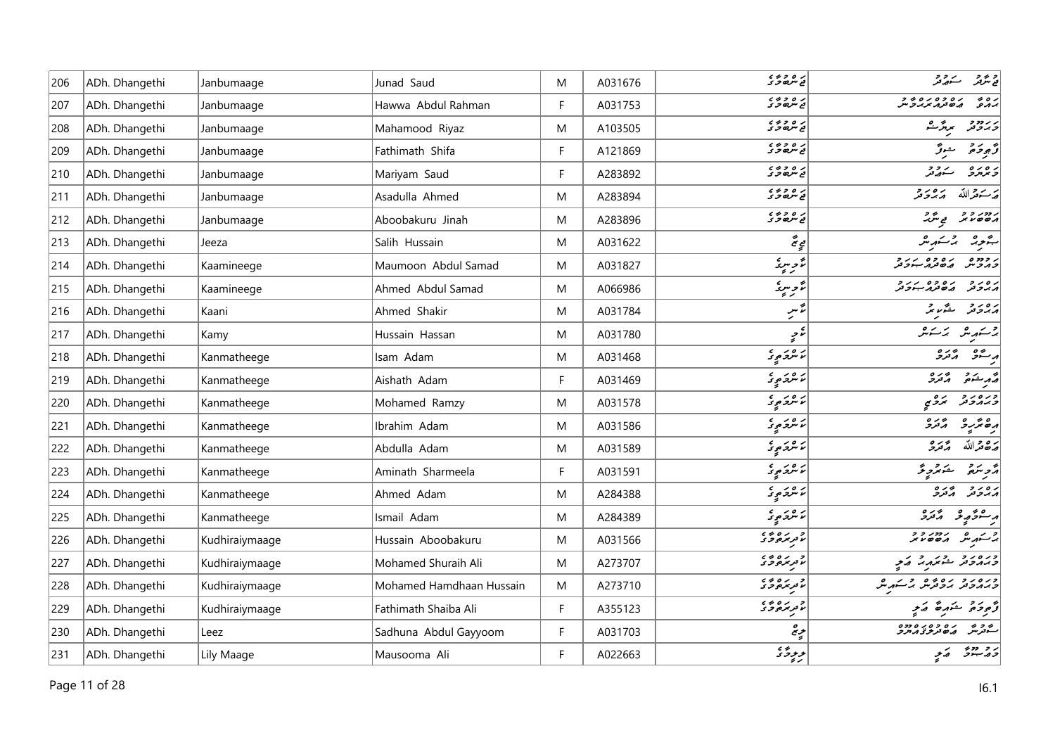| 206 | ADh. Dhangethi | Janbumaage | Junad Saud | M | A031676 | ځ سره ده ده | ده بره سره د |
|---|---|---|---|---|---|---|---|
| 207 | ADh. Dhangethi | Janbumaage | Hawwa Abdul Rahman | F | A031753 | ځ سره ده ده | ره ده ره ده ره ده |
| 208 | ADh. Dhangethi | Janbumaage | Mahamood Riyaz | M | A103505 | ځ سره ده ده | ورود مرگرشه |
| 209 | ADh. Dhangethi | Janbumaage | Fathimath Shifa | F | A121869 | ځ سره ده ده | ژّجوځو شوژ |
| 210 | ADh. Dhangethi | Janbumaage | Mariyam Saud | F | A283892 | ځ سره ده ده | ره ره سره د |
| 211 | ADh. Dhangethi | Janbumaage | Asadulla Ahmed | M | A283894 | ځ سره ده ده | مَ سَمْرُ اللّه مَ رَ دَ دَ |
| 212 | ADh. Dhangethi | Janbumaage | Aboobakuru Jinah | M | A283896 | ځ سره ده ده | رددر دد و سر |
| 213 | ADh. Dhangethi | Jeeza | Salih Hussain | M | A031622 | مِيءَ | بڅوبر برسمبر |
| 214 | ADh. Dhangethi | Kaamineege | Maumoon Abdul Samad | M | A031827 | ناوسي | ردده ره ده ره ده |
| 215 | ADh. Dhangethi | Kaamineege | Ahmed Abdul Samad | M | A066986 | ناوسي | ره ره ره ده ره ده |
| 216 | ADh. Dhangethi | Kaani | Ahmed Shakir | M | A031784 | ناسر | ره ره شگامر |
| 217 | ADh. Dhangethi | Kamy | Hussain Hassan | M | A031780 | نامي | برسمبر برسمبر |
| 218 | ADh. Dhangethi | Kanmatheege | Isam Adam | M | A031468 | ناسرځمږ | مرسګو مرمره |
| 219 | ADh. Dhangethi | Kanmatheege | Aishath Adam | F | A031469 | ناسرځمږ | ګهرشوه مرمره |
| 220 | ADh. Dhangethi | Kanmatheege | Mohamed Ramzy | M | A031578 | ناسرځمږ | وره ره برده |
| 221 | ADh. Dhangethi | Kanmatheege | Ibrahim Adam | M | A031586 | ناسرځمږ | مرهگريرو مرمره |
| 222 | ADh. Dhangethi | Kanmatheege | Abdulla Adam | M | A031589 | ناسرځمږ | مَصْرَاللّه مرمره |
| 223 | ADh. Dhangethi | Kanmatheege | Aminath Sharmeela | F | A031591 | ناسرځمږ | مرّجسَمْ شَمْرَدِگَ |
| 224 | ADh. Dhangethi | Kanmatheege | Ahmed Adam | M | A284388 | ناسرځمږ | ره ره مرمره |
| 225 | ADh. Dhangethi | Kanmatheege | Ismail Adam | M | A284389 | ناسرځمږ | مرسگورو مرمره |
| 226 | ADh. Dhangethi | Kudhiraiymaage | Hussain Aboobakuru | M | A031566 | دمریرده ده | برسمبر رددر دد |
| 227 | ADh. Dhangethi | Kudhiraiymaage | Mohamed Shuraih Ali | M | A273707 | دمریرده ده | وره ره شورمرر مرمو |
| 228 | ADh. Dhangethi | Kudhiraiymaage | Mohamed Hamdhaan Hussain | M | A273710 | دمریرده ده | وره ره بره ده برسمبر |
| 229 | ADh. Dhangethi | Kudhiraiymaage | Fathimath Shaiba Ali | F | A355123 | دمریرده ده | ژّجوځو شهره مرمو |
| 230 | ADh. Dhangethi | Leez | Sadhuna Abdul Gayyoom | F | A031703 | مويج | ستورسگ ره ده ره دده |
| 231 | ADh. Dhangethi | Lily Maage | Mausooma Ali | F | A022663 | موموڅ ده | ردده مرمو |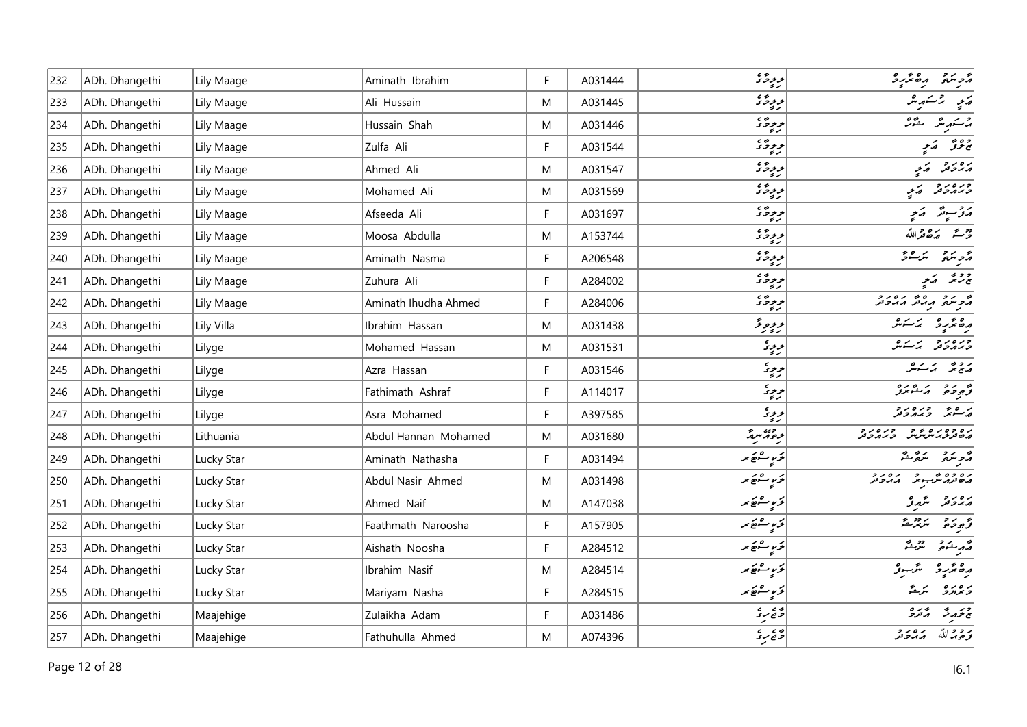| 232 | ADh. Dhangethi | Lily Maage | Aminath Ibrahim | F | A031444 | ޓިލިމާގެ | އާމިނަތު އިބްރާހީމް |
|---|---|---|---|---|---|---|---|
| 233 | ADh. Dhangethi | Lily Maage | Ali Hussain | M | A031445 | ލިލީމާގެ | އަލީ ހުސައިން |
| 234 | ADh. Dhangethi | Lily Maage | Hussain Shah | M | A031446 | ލިލީމާގެ | ހުސައިން ޝާހް |
| 235 | ADh. Dhangethi | Lily Maage | Zulfa Ali | F | A031544 | ލިލީމާގެ | ޒުލްފާ އަލީ |
| 236 | ADh. Dhangethi | Lily Maage | Ahmed Ali | M | A031547 | ލިލީމާގެ | އަޙްމަދު އަލީ |
| 237 | ADh. Dhangethi | Lily Maage | Mohamed Ali | M | A031569 | ލިލީމާގެ | މުޙައްމަދު އަލީ |
| 238 | ADh. Dhangethi | Lily Maage | Afseeda Ali | F | A031697 | ލިލީމާގެ | އަފްސީދާ އަލީ |
| 239 | ADh. Dhangethi | Lily Maage | Moosa Abdulla | M | A153744 | ލިލީމާގެ | މޫސާ އަބްދުﷲ |
| 240 | ADh. Dhangethi | Lily Maage | Aminath Nasma | F | A206548 | ލިލީމާގެ | އާމިނަތު ނަސްމާ |
| 241 | ADh. Dhangethi | Lily Maage | Zuhura Ali | F | A284002 | ލިލީމާގެ | ޒުހުރާ އަލީ |
| 242 | ADh. Dhangethi | Lily Maage | Aminath Ihudha Ahmed | F | A284006 | ލިލީމާގެ | އާމިނަތު އިހުދާ އަޙްމަދު |
| 243 | ADh. Dhangethi | Lily Villa | Ibrahim Hassan | M | A031438 | ލިލީވިލާ | އިބްރާހީމް ހަސަން |
| 244 | ADh. Dhangethi | Lilyge | Mohamed Hassan | M | A031531 | ލިލީގެ | މުޙައްމަދު ހަސަން |
| 245 | ADh. Dhangethi | Lilyge | Azra Hassan | F | A031546 | ލިލީގެ | އަޒްރާ ހަސަން |
| 246 | ADh. Dhangethi | Lilyge | Fathimath Ashraf | F | A114017 | ލިލީގެ | ފާތިމަތު އަޝްރަފް |
| 247 | ADh. Dhangethi | Lilyge | Asra Mohamed | F | A397585 | ލިލީގެ | އަސްރާ މުޙައްމަދު |
| 248 | ADh. Dhangethi | Lithuania | Abdul Hannan Mohamed | M | A031680 | ލިތުއޭނިއާ | އަބްދުލްހަންނާން މުޙައްމަދު |
| 249 | ADh. Dhangethi | Lucky Star | Aminath Nathasha | F | A031494 | ލަކީސްޓަރ | އާމިނަތު ނަތާޝާ |
| 250 | ADh. Dhangethi | Lucky Star | Abdul Nasir Ahmed | M | A031498 | ލަކީސްޓަރ | އަބްދުލްނާސިރު އަޙްމަދު |
| 251 | ADh. Dhangethi | Lucky Star | Ahmed Naif | M | A147038 | ލަކީސްޓަރ | އަޙްމަދު ނާއިފު |
| 252 | ADh. Dhangethi | Lucky Star | Faathmath Naroosha | F | A157905 | ލަކީސްޓަރ | ފާތްމަތު ނަރޫޝާ |
| 253 | ADh. Dhangethi | Lucky Star | Aishath Noosha | F | A284512 | ލަކީސްޓަރ | އާއިޝަތު ނޫޝާ |
| 254 | ADh. Dhangethi | Lucky Star | Ibrahim Nasif | M | A284514 | ލަކީސްޓަރ | އިބްރާހީމް ނާސިފު |
| 255 | ADh. Dhangethi | Lucky Star | Mariyam Nasha | F | A284515 | ލަކީސްޓަރ | މަރިޔަމް ނަޝާ |
| 256 | ADh. Dhangethi | Maajehige | Zulaikha Adam | F | A031486 | މާޖެހިގެ | ޒުލައިޚާ އާދަމް |
| 257 | ADh. Dhangethi | Maajehige | Fathuhulla Ahmed | M | A074396 | މާޖެހިގެ | ފަތުހުﷲ އަޙްމަދު |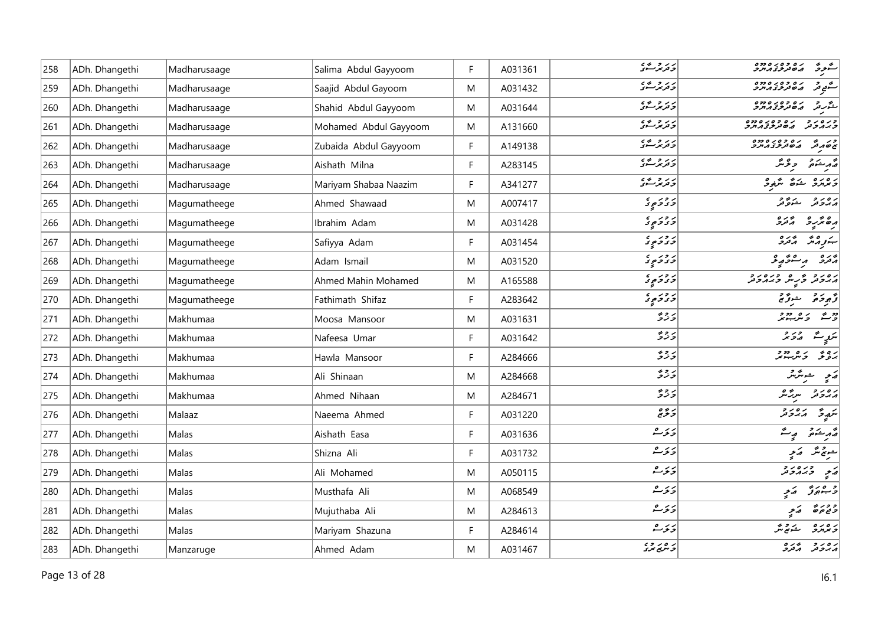| 258 | ADh. Dhangethi | Madharusaage | Salima Abdul Gayyoom | F | A031361 | ގަދަރުސާގެ | ސާލިމާ އަބްދުލްގައްޔޫމް |
|---|---|---|---|---|---|---|---|
| 259 | ADh. Dhangethi | Madharusaage | Saajid Abdul Gayoom | M | A031432 | ގަދަރުސާގެ | ސާޖިދު އަބްދުލްގައްޔޫމް |
| 260 | ADh. Dhangethi | Madharusaage | Shahid Abdul Gayyoom | M | A031644 | ގަދަރުސާގެ | ޝާހިދު އަބްދުލްގައްޔޫމް |
| 261 | ADh. Dhangethi | Madharusaage | Mohamed Abdul Gayyoom | M | A131660 | ގަދަރުސާގެ | މުޙައްމަދު އަބްދުލްގައްޔޫމް |
| 262 | ADh. Dhangethi | Madharusaage | Zubaida Abdul Gayyoom | F | A149138 | ގަދަރުސާގެ | ޒުބައިދާ އަބްދުލްގައްޔޫމް |
| 263 | ADh. Dhangethi | Madharusaage | Aishath Milna | F | A283145 | ގަދަރުސާގެ | އާއިޝަތު މިލްނާ |
| 264 | ADh. Dhangethi | Madharusaage | Mariyam Shabaa Naazim | F | A341277 | ގަދަރުސާގެ | މަރިޔަމް ޝަބާ ނާޒިމް |
| 265 | ADh. Dhangethi | Magumatheege | Ahmed Shawaad | M | A007417 | މަގުމަތީގެ | އަހްމަދު ޝަވާދު |
| 266 | ADh. Dhangethi | Magumatheege | Ibrahim Adam | M | A031428 | މަގުމަތީގެ | އިބްރާހިމް އާދަމް |
| 267 | ADh. Dhangethi | Magumatheege | Safiyya Adam | F | A031454 | މަގުމަތީގެ | ސަފިއްޔާ އާދަމް |
| 268 | ADh. Dhangethi | Magumatheege | Adam Ismail | M | A031520 | މަގުމަތީގެ | އާދަމް އިސްމާއީލް |
| 269 | ADh. Dhangethi | Magumatheege | Ahmed Mahin Mohamed | M | A165588 | މަގުމަތީގެ | އަހްމަދު މާހިން މުޙައްމަދު |
| 270 | ADh. Dhangethi | Magumatheege | Fathimath Shifaz | F | A283642 | މަގުމަތީގެ | ފާތިމަތު ޝިފާޒު |
| 271 | ADh. Dhangethi | Makhumaa | Moosa Mansoor | M | A031631 | މަޚުމާ | މޫސާ މަންސޫރު |
| 272 | ADh. Dhangethi | Makhumaa | Nafeesa Umar | F | A031642 | މަޚުމާ | ނަފީސާ އުމަރު |
| 273 | ADh. Dhangethi | Makhumaa | Hawla Mansoor | F | A284666 | މަޚުމާ | ހައުލާ މަންސޫރު |
| 274 | ADh. Dhangethi | Makhumaa | Ali Shinaan | M | A284668 | މަޚުމާ | އަލި ޝިނާން |
| 275 | ADh. Dhangethi | Makhumaa | Ahmed Nihaan | M | A284671 | މަޚުމާ | އަހްމަދު ނިހާން |
| 276 | ADh. Dhangethi | Malaaz | Naeema Ahmed | F | A031220 | މަލާޒް | ނައީމާ އަހްމަދު |
| 277 | ADh. Dhangethi | Malas | Aishath Easa | F | A031636 | މަލަސް | އާއިޝަތު ޢީސާ |
| 278 | ADh. Dhangethi | Malas | Shizna Ali | F | A031732 | މަލަސް | ޝިޒްނާ އަލި |
| 279 | ADh. Dhangethi | Malas | Ali Mohamed | M | A050115 | މަލަސް | އަލި މުޙައްމަދު |
| 280 | ADh. Dhangethi | Malas | Musthafa Ali | M | A068549 | މަލަސް | މުސްތަފާ އަލި |
| 281 | ADh. Dhangethi | Malas | Mujuthaba Ali | M | A284613 | މަލަސް | މުޖުތަބާ އަލި |
| 282 | ADh. Dhangethi | Malas | Mariyam Shazuna | F | A284614 | މަލަސް | މަރިޔަމް ޝަޒުނާ |
| 283 | ADh. Dhangethi | Manzaruge | Ahmed Adam | M | A031467 | މަންޒަރުގެ | އަހްމަދު އާދަމް |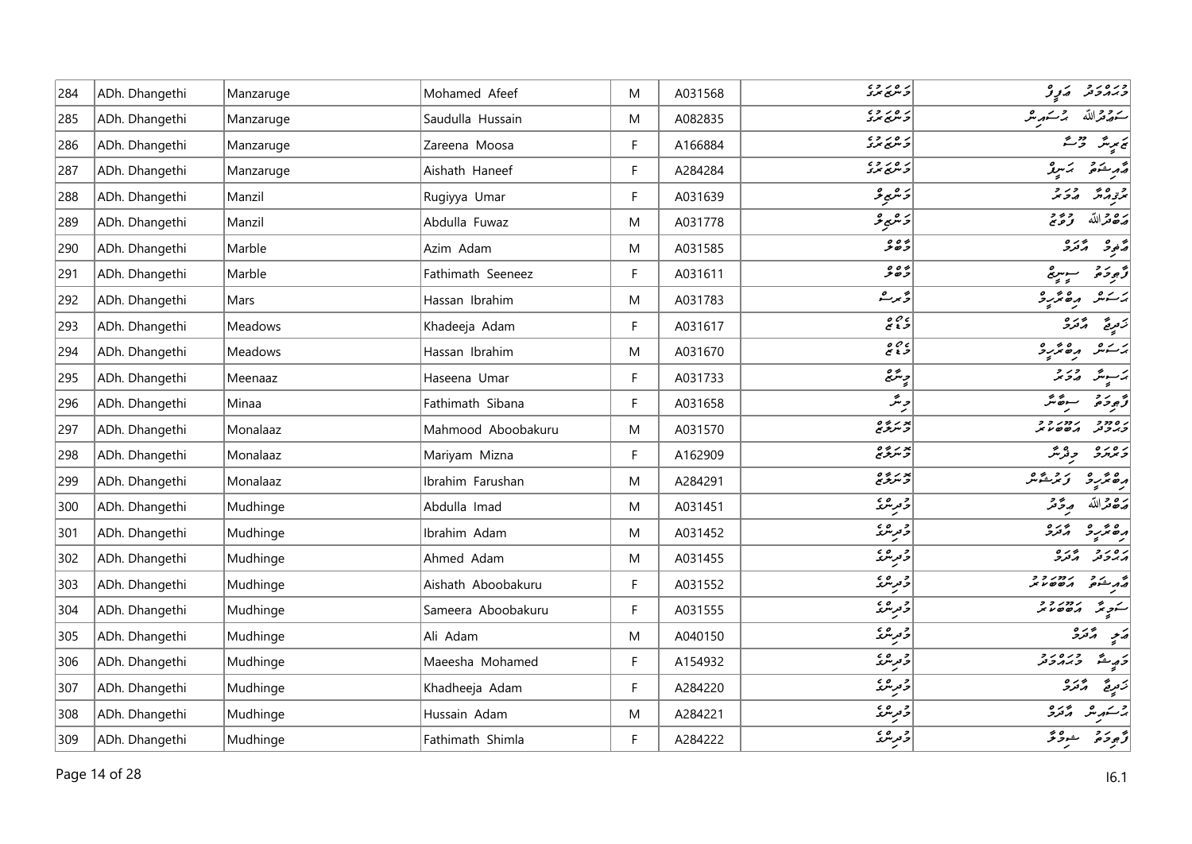| 284 | ADh. Dhangethi | Manzaruge | Mohamed Afeef | M | A031568 | ވަންޒަރުގެ | މުހައްމަދު އަފީފު |
|---|---|---|---|---|---|---|---|
| 285 | ADh. Dhangethi | Manzaruge | Saudulla Hussain | M | A082835 | ވަންޒަރުގެ | ސައުދުﷲ ޙުސައިން |
| 286 | ADh. Dhangethi | Manzaruge | Zareena Moosa | F | A166884 | ވަންޒަރުގެ | ޒަރީނާ މޫސާ |
| 287 | ADh. Dhangethi | Manzaruge | Aishath Haneef | F | A284284 | ވަންޒަރުގެ | އާއިޝަތު ޙަނީފު |
| 288 | ADh. Dhangethi | Manzil | Rugiyya Umar | F | A031639 | މަންޒިލް | ރުގިއްޔާ އުމަރު |
| 289 | ADh. Dhangethi | Manzil | Abdulla Fuwaz | M | A031778 | މަންޒިލް | އަބްދުﷲ ފުވާޒު |
| 290 | ADh. Dhangethi | Marble | Azim Adam | M | A031585 | މާބަލް | އާޒިމް އާދަމް |
| 291 | ADh. Dhangethi | Marble | Fathimath Seeneez | F | A031611 | މާބަލް | ފާތިމަތު ސީނީޒް |
| 292 | ADh. Dhangethi | Mars | Hassan Ibrahim | M | A031783 | މާރސް | ޙަސަން އިބްރާހީމް |
| 293 | ADh. Dhangethi | Meadows | Khadeeja Adam | F | A031617 | މެޑޯޒް | ޚަދީޖާ އާދަމް |
| 294 | ADh. Dhangethi | Meadows | Hassan Ibrahim | M | A031670 | މެޑޯޒް | ޙަސަން އިބްރާހީމް |
| 295 | ADh. Dhangethi | Meenaaz | Haseena Umar | F | A031733 | މީނާޒް | ހަސީނާ އުމަރު |
| 296 | ADh. Dhangethi | Minaa | Fathimath Sibana | F | A031658 | މިނާ | ފާތިމަތު ސިބާނާ |
| 297 | ADh. Dhangethi | Monalaaz | Mahmood Aboobakuru | M | A031570 | މޯނަލާޒް | މަޙްމޫދު އަބޫބަކުރު |
| 298 | ADh. Dhangethi | Monalaaz | Mariyam Mizna | F | A162909 | މޯނަލާޒް | މަރިޔަމް މިޒްނާ |
| 299 | ADh. Dhangethi | Monalaaz | Ibrahim Farushan | M | A284291 | މޯނަލާޒް | އިބްރާހީމް ފަރުޝާން |
| 300 | ADh. Dhangethi | Mudhinge | Abdulla Imad | M | A031451 | މުދިންގެ | އަބްދުﷲ އިމާދު |
| 301 | ADh. Dhangethi | Mudhinge | Ibrahim Adam | M | A031452 | މުދިންގެ | އިބްރާހީމް އާދަމް |
| 302 | ADh. Dhangethi | Mudhinge | Ahmed Adam | M | A031455 | މުދިންގެ | އަޙްމަދު އާދަމް |
| 303 | ADh. Dhangethi | Mudhinge | Aishath Aboobakuru | F | A031552 | މުދިންގެ | އާއިޝަތު އަބޫބަކުރު |
| 304 | ADh. Dhangethi | Mudhinge | Sameera Aboobakuru | F | A031555 | މުދިންގެ | ސަމީރާ އަބޫބަކުރު |
| 305 | ADh. Dhangethi | Mudhinge | Ali Adam | M | A040150 | މުދިންގެ | އަލި އާދަމް |
| 306 | ADh. Dhangethi | Mudhinge | Maeesha Mohamed | F | A154932 | މުދިންގެ | މައީޝާ މުޙައްމަދު |
| 307 | ADh. Dhangethi | Mudhinge | Khadheeja Adam | F | A284220 | މުދިންގެ | ޚަދީޖާ އާދަމް |
| 308 | ADh. Dhangethi | Mudhinge | Hussain Adam | M | A284221 | މުދިންގެ | ޙުސައިން އާދަމް |
| 309 | ADh. Dhangethi | Mudhinge | Fathimath Shimla | F | A284222 | މުދިންގެ | ފާތިމަތު ޝިމްލާ |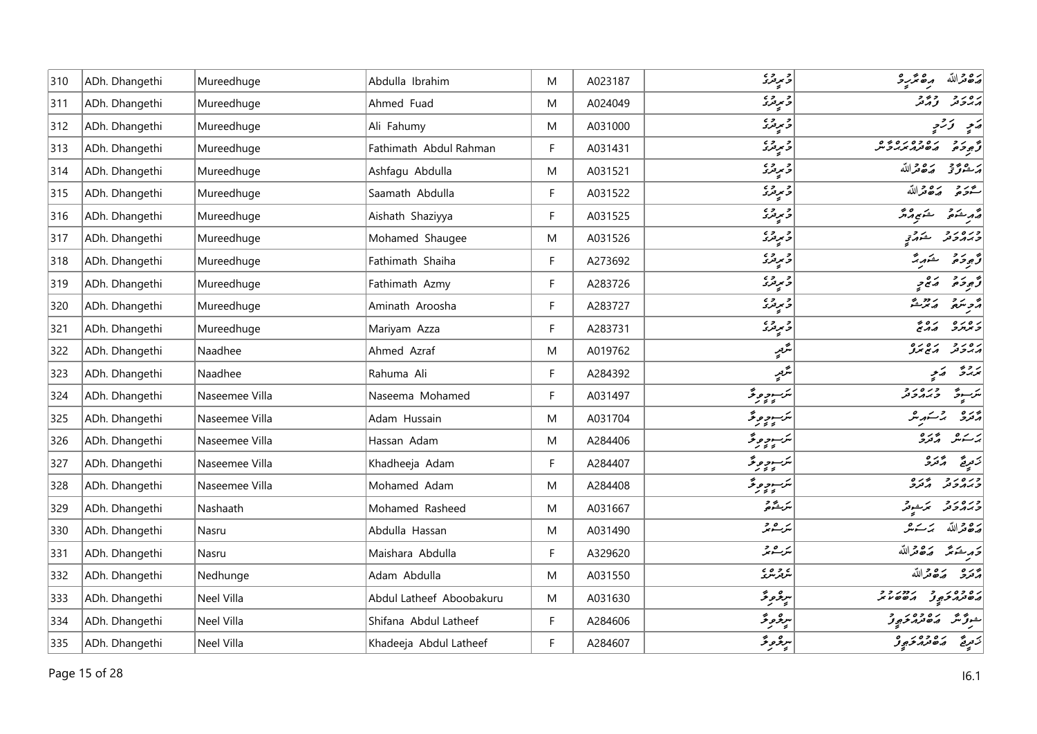| 310 | ADh. Dhangethi | Mureedhuge | Abdulla Ibrahim | M | A023187 | ژمیرترک | رەقراللە رەترىرو |
|---|---|---|---|---|---|---|---|
| 311 | ADh. Dhangethi | Mureedhuge | Ahmed Fuad | M | A024049 | ژمیرترک | ړەرو ورو |
| 312 | ADh. Dhangethi | Mureedhuge | Ali Fahumy | M | A031000 | ژمیرترک | ړې زرې |
| 313 | ADh. Dhangethi | Mureedhuge | Fathimath Abdul Rahman | F | A031431 | ژمیرترک | ژوده رەدەرەپ |
| 314 | ADh. Dhangethi | Mureedhuge | Ashfagu Abdulla | M | A031521 | ژمیرترک | ړشوژ رەقراللە |
| 315 | ADh. Dhangethi | Mureedhuge | Saamath Abdulla | F | A031522 | ژمیرترک | شوره رەقراللە |
| 316 | ADh. Dhangethi | Mureedhuge | Aishath Shaziyya | F | A031525 | ژمیرترک | ړړشو شونږوړ |
| 317 | ADh. Dhangethi | Mureedhuge | Mohamed Shaugee | M | A031526 | ژمیرترک | ورەرو شړدي |
| 318 | ADh. Dhangethi | Mureedhuge | Fathimath Shaiha | F | A273692 | ژمیرترک | ژوده شړرر |
| 319 | ADh. Dhangethi | Mureedhuge | Fathimath Azmy | F | A283726 | ژمیرترک | ژوده رچي |
| 320 | ADh. Dhangethi | Mureedhuge | Aminath Aroosha | F | A283727 | ژمیرترک | ړوسرو رودشه |
| 321 | ADh. Dhangethi | Mureedhuge | Mariyam Azza | F | A283731 | ژمیرترک | ورەرو ړړنج |
| 322 | ADh. Dhangethi | Naadhee | Ahmed Azraf | M | A019762 | سرمر | ړەرو ړیج برو |
| 323 | ADh. Dhangethi | Naadhee | Rahuma Ali | F | A284392 | سرمر | بررو ړې |
| 324 | ADh. Dhangethi | Naseemee Villa | Naseema Mohamed | F | A031497 | سرسوووڅ | سرسوڅ ورەرو |
| 325 | ADh. Dhangethi | Naseemee Villa | Adam Hussain | M | A031704 | سرسوووڅ | ړترو برسکرسر |
| 326 | ADh. Dhangethi | Naseemee Villa | Hassan Adam | M | A284406 | سرسوووڅ | برسکس ړترو |
| 327 | ADh. Dhangethi | Naseemee Villa | Khadheeja Adam | F | A284407 | سرسوووڅ | زمریح ړترو |
| 328 | ADh. Dhangethi | Naseemee Villa | Mohamed Adam | M | A284408 | سرسوووڅ | ورەرو ړترو |
| 329 | ADh. Dhangethi | Nashaath | Mohamed Rasheed | M | A031667 | سرشوه | ورەرو برشوتر |
| 330 | ADh. Dhangethi | Nasru | Abdulla Hassan | M | A031490 | سرسوتر | رەقراللە برسکس |
| 331 | ADh. Dhangethi | Nasru | Maishara Abdulla | F | A329620 | سرسوتر | ومرشوتر رەقراللە |
| 332 | ADh. Dhangethi | Nedhunge | Adam Abdulla | M | A031550 | سرترسری | ړترو رەقراللە |
| 333 | ADh. Dhangethi | Neel Villa | Abdul Latheef Aboobakuru | M | A031630 | سرگروڅ | رەقرمژوو رەدەرو |
| 334 | ADh. Dhangethi | Neel Villa | Shifana Abdul Latheef | F | A284606 | سرگروڅ | شوژس رەقرمژوو |
| 335 | ADh. Dhangethi | Neel Villa | Khadeeja Abdul Latheef | F | A284607 | سرگروڅ | زمریح رەقرمژوو |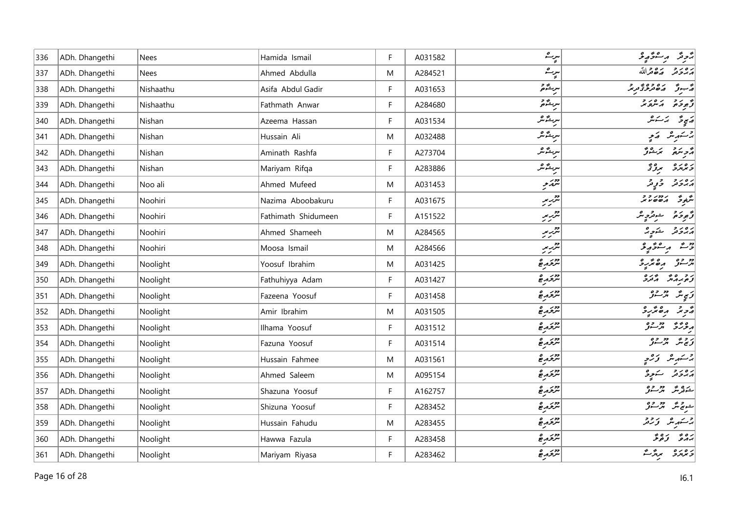| 336 | ADh. Dhangethi | Nees | Hamida Ismail | F | A031582 | سِرِسْ | ہُاجِدُ مِسْتُوگَمِوْ |
|---|---|---|---|---|---|---|---|
| 337 | ADh. Dhangethi | Nees | Ahmed Abdulla | M | A284521 | سِرِسْ | مَرْدَوَتْر مَرْہُ قُرْاللّه |
| 338 | ADh. Dhangethi | Nishaathu | Asifa Abdul Gadir | F | A031653 | سِرِشَّعْ | مُرْسِوتُ مَرْهُ قَرْوَتَرْمَرْ |
| 339 | ADh. Dhangethi | Nishaathu | Fathmath Anwar | F | A284680 | سِرِشَّعْ | تُوجَرَمْ مَسْتَرَكَرْ |
| 340 | ADh. Dhangethi | Nishan | Azeema Hassan | F | A031534 | سِرِشَّرْ | مَنِوْدَ بَرَسَرْ |
| 341 | ADh. Dhangethi | Nishan | Hussain Ali | M | A032488 | سِرِشَّرْ | بُرْسَتَرِسْ مَرْمِ |
| 342 | ADh. Dhangethi | Nishan | Aminath Rashfa | F | A273704 | سِرِشَّرْ | مُرْحِسَمْ بَرَشْوَّ |
| 343 | ADh. Dhangethi | Nishan | Mariyam Rifqa | F | A283886 | سِرِشَّرْ | وَعْمَرَدْ بِرُوْتَّ |
| 344 | ADh. Dhangethi | Noo ali | Ahmed Mufeed | M | A031453 | تِرْمَرِ | مَرْدَوَتْر وُوِيْر |
| 345 | ADh. Dhangethi | Noohiri | Nazima Aboobakuru | F | A031675 | تِرْرِبِر | سِّعِوتُ مَرْهُوَكَهُ |
| 346 | ADh. Dhangethi | Noohiri | Fathimath Shidumeen | F | A151522 | تِرْرِبِر | تُوجِرَمْ سِوِيْرُوِسْ |
| 347 | ADh. Dhangethi | Noohiri | Ahmed Shameeh | M | A284565 | تِرْرِبِر | مَرْدَوَتْر شَوِيْه |
| 348 | ADh. Dhangethi | Noohiri | Moosa Ismail | M | A284566 | تِرْرِبِر | دُسَّ مِسْتُوگَمِوْ |
| 349 | ADh. Dhangethi | Noolight | Yoosuf Ibrahim | M | A031425 | تِرْتَرِعْ | مُرْسَوْ مِرْهُ تَرْرِوْ |
| 350 | ADh. Dhangethi | Noolight | Fathuhiyya Adam | F | A031427 | تِرْتَرِعْ | تَوْرِمْرُ مُرْتَرُدْ |
| 351 | ADh. Dhangethi | Noolight | Fazeena Yoosuf | F | A031458 | تِرْتَرِعْ | تَرِيسْ مُرْسَوْ |
| 352 | ADh. Dhangethi | Noolight | Amir Ibrahim | M | A031505 | تِرْتَرِعْ | مُحِرْ مِرْهُ تَرْرِوْ |
| 353 | ADh. Dhangethi | Noolight | Ilhama Yoosuf | F | A031512 | تِرْتَرِعْ | مِوْرُتَّ مُرْسَوْ |
| 354 | ADh. Dhangethi | Noolight | Fazuna Yoosuf | F | A031514 | تِرْتَرِعْ | تَوْسْ مُرْسَوْ |
| 355 | ADh. Dhangethi | Noolight | Hussain Fahmee | M | A031561 | تِرْتَرِعْ | بُرْسَتَرِسْ تَرْحِ |
| 356 | ADh. Dhangethi | Noolight | Ahmed Saleem | M | A095154 | تِرْتَرِعْ | مَرْدَوَتْر سَوِوْ |
| 357 | ADh. Dhangethi | Noolight | Shazuna Yoosuf | F | A162757 | تِرْتَرِعْ | شَوْرِسْ مُرْسَوْ |
| 358 | ADh. Dhangethi | Noolight | Shizuna Yoosuf | F | A283452 | تِرْتَرِعْ | شِيْسْ مُرْسَوْ |
| 359 | ADh. Dhangethi | Noolight | Hussain Fahudu | M | A283455 | تِرْتَرِعْ | بُرْسَتَرِسْ تَرْتَرْ |
| 360 | ADh. Dhangethi | Noolight | Hawwa Fazula | F | A283458 | تِرْتَرِعْ | بَرْدُوْ تَوْتُ |
| 361 | ADh. Dhangethi | Noolight | Mariyam Riyasa | F | A283462 | تِرْتَرِعْ | وَعْمَرَدْ بِرِتَرْسَّ |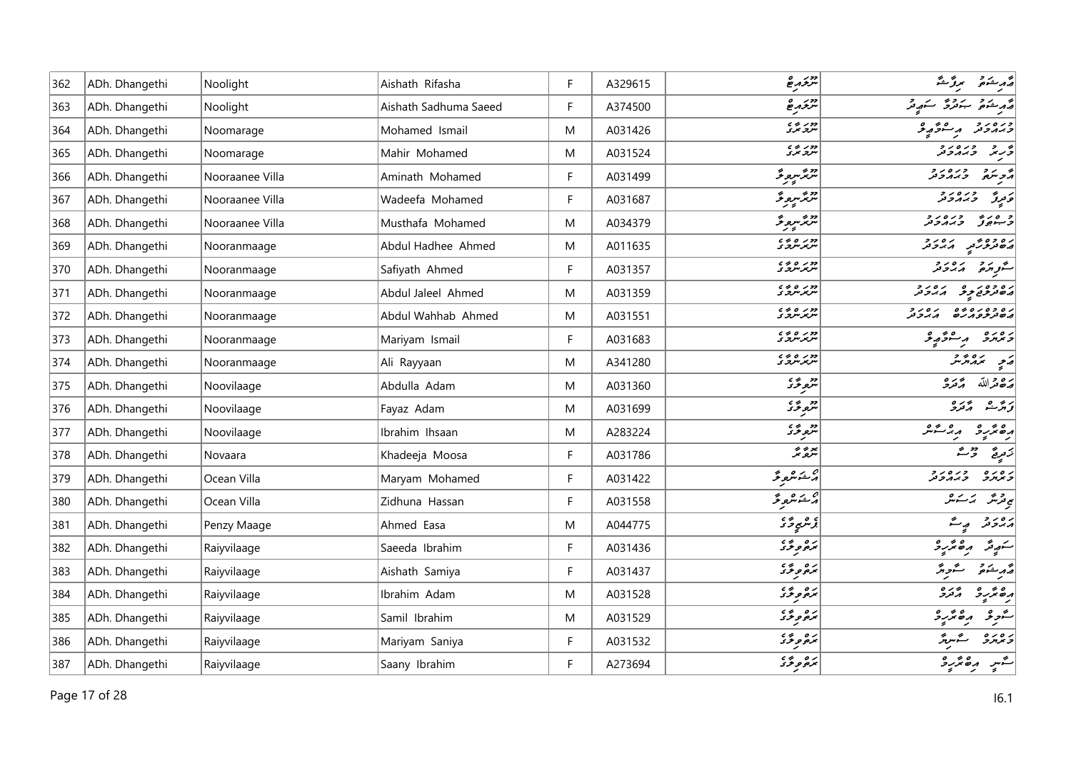| 362 | ADh. Dhangethi | Noolight | Aishath Rifasha | F | A329615 | ނޫލައިޓް | އާއިޝަތު ރިފާޝާ |
|---|---|---|---|---|---|---|---|
| 363 | ADh. Dhangethi | Noolight | Aishath Sadhuma Saeed | F | A374500 | ނޫލައިޓް | އާއިޝަތު ސަދުމާ ސަޢީދު |
| 364 | ADh. Dhangethi | Noomarage | Mohamed Ismail | M | A031426 | ނޫމަރާގެ | މުހައްމަދު އިސްމާޢީލް |
| 365 | ADh. Dhangethi | Noomarage | Mahir Mohamed | M | A031524 | ނޫމަރާގެ | މާހިރު މުހައްމަދު |
| 366 | ADh. Dhangethi | Nooraanee Villa | Aminath Mohamed | F | A031499 | ނޫރާނީވިލާ | އާމިނަތު މުހައްމަދު |
| 367 | ADh. Dhangethi | Nooraanee Villa | Wadeefa Mohamed | F | A031687 | ނޫރާނީވިލާ | ވަދީފާ މުހައްމަދު |
| 368 | ADh. Dhangethi | Nooraanee Villa | Musthafa Mohamed | M | A034379 | ނޫރާނީވިލާ | މުސްތަފާ މުހައްމަދު |
| 369 | ADh. Dhangethi | Nooranmaage | Abdul Hadhee Ahmed | M | A011635 | ނޫރަންމާގެ | އަބްދުލްހާދީ އަހްމަދު |
| 370 | ADh. Dhangethi | Nooranmaage | Safiyath Ahmed | F | A031357 | ނޫރަންމާގެ | ސާފިޔަތު އަހްމަދު |
| 371 | ADh. Dhangethi | Nooranmaage | Abdul Jaleel Ahmed | M | A031359 | ނޫރަންމާގެ | އަބްދުލްޖަލީލް އަހްމަދު |
| 372 | ADh. Dhangethi | Nooranmaage | Abdul Wahhab Ahmed | M | A031551 | ނޫރަންމާގެ | އަބްދުލްވައްހާބު އަހްމަދު |
| 373 | ADh. Dhangethi | Nooranmaage | Mariyam Ismail | F | A031683 | ނޫރަންމާގެ | މަރިޔަމް އިސްމާޢީލް |
| 374 | ADh. Dhangethi | Nooranmaage | Ali Rayyaan | M | A341280 | ނޫރަންމާގެ | އަލި ރައްޔާން |
| 375 | ADh. Dhangethi | Noovilaage | Abdulla Adam | M | A031360 | ނޫވިލާގެ | އަބްދުﷲ އާދަމް |
| 376 | ADh. Dhangethi | Noovilaage | Fayaz Adam | M | A031699 | ނޫވިލާގެ | ފައްޔާޒް އާދަމް |
| 377 | ADh. Dhangethi | Noovilaage | Ibrahim Ihsaan | M | A283224 | ނޫވިލާގެ | އިބްރާހީމް އިޙްސާން |
| 378 | ADh. Dhangethi | Novaara | Khadeeja Moosa | F | A031786 | ނޮވާރާ | ޚަދީޖާ މޫސާ |
| 379 | ADh. Dhangethi | Ocean Villa | Maryam Mohamed | F | A031422 | އޯޝަންވިލާ | މަރްޔަމް މުހައްމަދު |
| 380 | ADh. Dhangethi | Ocean Villa | Zidhuna Hassan | F | A031558 | އޯޝަންވިލާ | ޒިދުނާ ޙަސަން |
| 381 | ADh. Dhangethi | Penzy Maage | Ahmed Easa | M | A044775 | ޕެންޒީމާގެ | އަހްމަދު ޢީސާ |
| 382 | ADh. Dhangethi | Raiyvilaage | Saeeda Ibrahim | F | A031436 | ރައިވިލާގެ | ސަޢީދާ އިބްރާހީމް |
| 383 | ADh. Dhangethi | Raiyvilaage | Aishath Samiya | F | A031437 | ރައިވިލާގެ | އާއިޝަތު ސާމިޔާ |
| 384 | ADh. Dhangethi | Raiyvilaage | Ibrahim Adam | M | A031528 | ރައިވިލާގެ | އިބްރާހީމް އާދަމް |
| 385 | ADh. Dhangethi | Raiyvilaage | Samil Ibrahim | M | A031529 | ރައިވިލާގެ | ސާމިލް އިބްރާހީމް |
| 386 | ADh. Dhangethi | Raiyvilaage | Mariyam Saniya | F | A031532 | ރައިވިލާގެ | މަރިޔަމް ސާނިޔާ |
| 387 | ADh. Dhangethi | Raiyvilaage | Saany Ibrahim | F | A273694 | ރައިވިލާގެ | ސާނީ އިބްރާހީމް |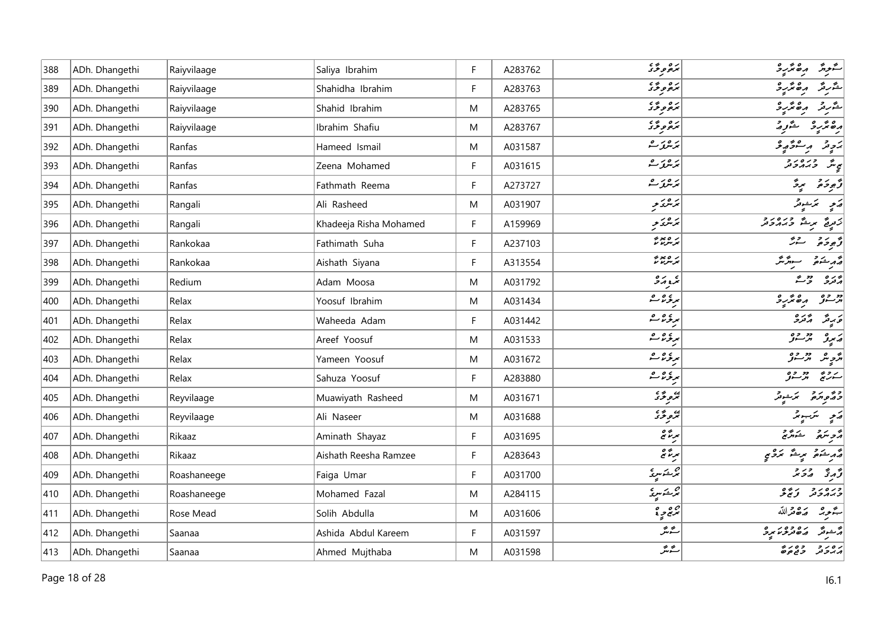| 388 | ADh. Dhangethi | Raiyvilaage | Saliya Ibrahim | F | A283762 | ރަޢުވިލާގެ | ސާލިޔާ އިބްރާހީމް |
|---|---|---|---|---|---|---|---|
| 389 | ADh. Dhangethi | Raiyvilaage | Shahidha Ibrahim | F | A283763 | ރަޢުވިލާގެ | ޝާހިދާ އިބްރާހީމް |
| 390 | ADh. Dhangethi | Raiyvilaage | Shahid Ibrahim | M | A283765 | ރަޢުވިލާގެ | ޝާހިދު އިބްރާހީމް |
| 391 | ADh. Dhangethi | Raiyvilaage | Ibrahim Shafiu | M | A283767 | ރަޢުވިލާގެ | އިބްރާހީމް ޝާފިއު |
| 392 | ADh. Dhangethi | Ranfas | Hameed Ismail | M | A031587 | ރަންފަސް | ހަމީދު އިސްމާޢީލް |
| 393 | ADh. Dhangethi | Ranfas | Zeena Mohamed | F | A031615 | ރަންފަސް | ޒީނާ މުޙައްމަދު |
| 394 | ADh. Dhangethi | Ranfas | Fathmath Reema | F | A273727 | ރަންފަސް | ފާތިމަތު ރީމާ |
| 395 | ADh. Dhangethi | Rangali | Ali Rasheed | M | A031907 | ރަންގަލި | އަލި ރަޝީދު |
| 396 | ADh. Dhangethi | Rangali | Khadeeja Risha Mohamed | F | A159969 | ރަންގަލި | ޚަދީޖާ ރިޝާ މުޙައްމަދު |
| 397 | ADh. Dhangethi | Rankokaa | Fathimath Suha | F | A237103 | ރަންކޮކާ | ފާތިމަތު ސުހާ |
| 398 | ADh. Dhangethi | Rankokaa | Aishath Siyana | F | A313554 | ރަންކޮކާ | އައިޝަތު ސިޔާނާ |
| 399 | ADh. Dhangethi | Redium | Adam Moosa | M | A031792 | ރެޑިއަމް | އާދަމް މޫސާ |
| 400 | ADh. Dhangethi | Relax | Yoosuf Ibrahim | M | A031434 | ރިލެކްސް | ޔޫސުފު އިބްރާހީމް |
| 401 | ADh. Dhangethi | Relax | Waheeda Adam | F | A031442 | ރިލެކްސް | ވަހީދާ އާދަމް |
| 402 | ADh. Dhangethi | Relax | Areef Yoosuf | M | A031533 | ރިލެކްސް | އަރީފް ޔޫސުފު |
| 403 | ADh. Dhangethi | Relax | Yameen Yoosuf | M | A031672 | ރިލެކްސް | ޔާމީން ޔޫސުފު |
| 404 | ADh. Dhangethi | Relax | Sahuza Yoosuf | F | A283880 | ރިލެކްސް | ސަހުޒާ ޔޫސުފު |
| 405 | ADh. Dhangethi | Reyvilaage | Muawiyath Rasheed | M | A031671 | ރޭވިލާގެ | މުޢާވިޔަތު ރަޝީދު |
| 406 | ADh. Dhangethi | Reyvilaage | Ali Naseer | M | A031688 | ރޭވިލާގެ | އަލި ނަސީރު |
| 407 | ADh. Dhangethi | Rikaaz | Aminath Shayaz | F | A031695 | ރިކާޒް | އާމިނަތު ޝަޔާޒު |
| 408 | ADh. Dhangethi | Rikaaz | Aishath Reesha Ramzee | F | A283643 | ރިކާޒް | އައިޝަތު ރީޝާ ރަމްޒީ |
| 409 | ADh. Dhangethi | Roashaneege | Faiga Umar | F | A031700 | ރޯޝަނީގެ | ފާއިގާ ޢުމަރު |
| 410 | ADh. Dhangethi | Roashaneege | Mohamed Fazal | M | A284115 | ރޯޝަނީގެ | މުޙައްމަދު ފަޟަލް |
| 411 | ADh. Dhangethi | Rose Mead | Solih Abdulla | M | A031606 | ރޯޒްމީޑް | ޞާލިޙް ޢަބްދުﷲ |
| 412 | ADh. Dhangethi | Saanaa | Ashida Abdul Kareem | F | A031597 | ސާނާ | އާޝިދާ ޢަބްދުލްކަރީމް |
| 413 | ADh. Dhangethi | Saanaa | Ahmed Mujthaba | M | A031598 | ސާނާ | އަޙްމަދު މުޖުތަބާ |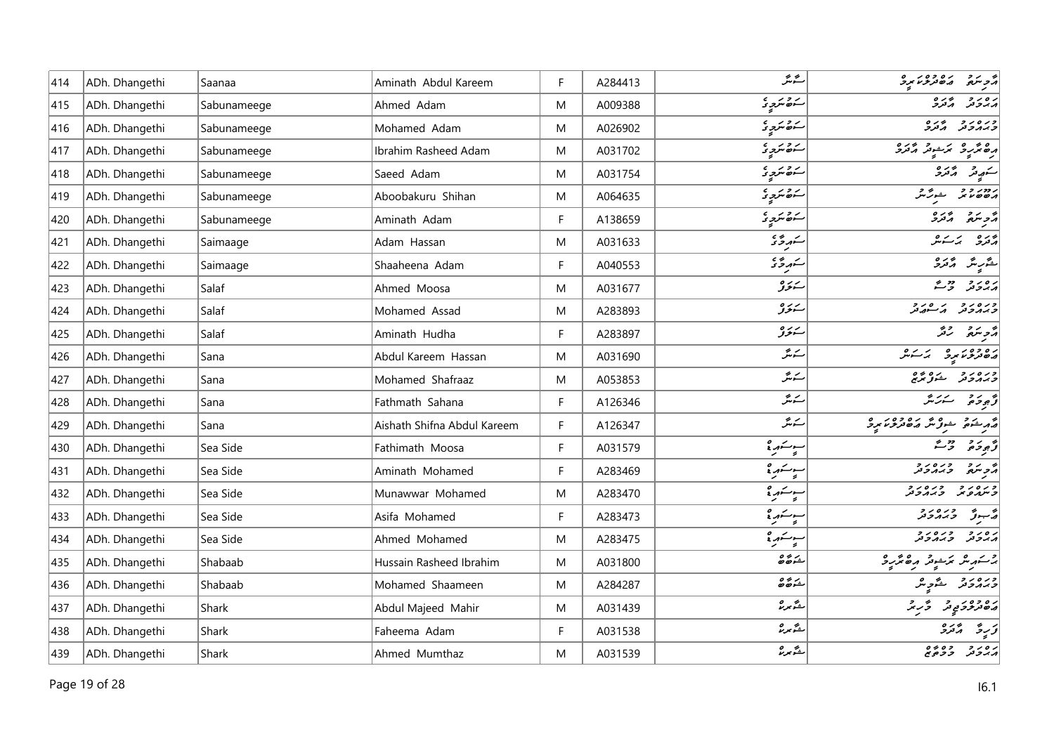| 414 | ADh. Dhangethi | Saanaa | Aminath Abdul Kareem | F | A284413 | سَّانَا | އާމިނަތު ޢަބްދުލްކަރީމް |
|---|---|---|---|---|---|---|---|
| 415 | ADh. Dhangethi | Sabunameege | Ahmed Adam | M | A009388 | ސަބުނަމީގެ | އަޙްމަދު އާދަމް |
| 416 | ADh. Dhangethi | Sabunameege | Mohamed Adam | M | A026902 | ސަބުނަމީގެ | މުޙައްމަދު އާދަމް |
| 417 | ADh. Dhangethi | Sabunameege | Ibrahim Rasheed Adam | M | A031702 | ސަބުނަމީގެ | އިބްރާހީމް ރަޝީދު އާދަމް |
| 418 | ADh. Dhangethi | Sabunameege | Saeed Adam | M | A031754 | ސަބުނަމީގެ | ސަޢީދު އާދަމް |
| 419 | ADh. Dhangethi | Sabunameege | Aboobakuru Shihan | M | A064635 | ސަބުނަމީގެ | އަބޫބަކުރު ޝިހާން |
| 420 | ADh. Dhangethi | Sabunameege | Aminath Adam | F | A138659 | ސަބުނަމީގެ | އާމިނަތު އާދަމް |
| 421 | ADh. Dhangethi | Saimaage | Adam Hassan | M | A031633 | ސައިމާގެ | އާދަމް ޙަސަން |
| 422 | ADh. Dhangethi | Saimaage | Shaaheena Adam | F | A040553 | ސައިމާގެ | ޝާހީނާ އާދަމް |
| 423 | ADh. Dhangethi | Salaf | Ahmed Moosa | M | A031677 | ސަލަފް | އަޙްމަދު މޫސާ |
| 424 | ADh. Dhangethi | Salaf | Mohamed Assad | M | A283893 | ސަލަފް | މުޙައްމަދު އަސްޢަދު |
| 425 | ADh. Dhangethi | Salaf | Aminath Hudha | F | A283897 | ސަލަފް | އާމިނަތު ހުދާ |
| 426 | ADh. Dhangethi | Sana | Abdul Kareem Hassan | M | A031690 | ސަނާ | ޢަބްދުލްކަރީމް ޙަސަން |
| 427 | ADh. Dhangethi | Sana | Mohamed Shafraaz | M | A053853 | ސަނާ | މުޙައްމަދު ޝަފްރާޒް |
| 428 | ADh. Dhangethi | Sana | Fathmath Sahana | F | A126346 | ސަނާ | ފާތިމަތު ސަހަނާ |
| 429 | ADh. Dhangethi | Sana | Aishath Shifna Abdul Kareem | F | A126347 | ސަނާ | ޢާއިޝަތު ޝިފްނާ ޢަބްދުލްކަރީމް |
| 430 | ADh. Dhangethi | Sea Side | Fathimath Moosa | F | A031579 | ސީސައިޑް | ފާތިމަތު މޫސާ |
| 431 | ADh. Dhangethi | Sea Side | Aminath Mohamed | F | A283469 | ސީސައިޑް | އާމިނަތު މުޙައްމަދު |
| 432 | ADh. Dhangethi | Sea Side | Munawwar Mohamed | M | A283470 | ސީސައިޑް | މުނައްވަރު މުޙައްމަދު |
| 433 | ADh. Dhangethi | Sea Side | Asifa Mohamed | F | A283473 | ސީސައިޑް | އާސިފާ މުޙައްމަދު |
| 434 | ADh. Dhangethi | Sea Side | Ahmed Mohamed | M | A283475 | ސީސައިޑް | އަޙްމަދު މުޙައްމަދު |
| 435 | ADh. Dhangethi | Shabaab | Hussain Rasheed Ibrahim | M | A031800 | ޝަބާބް | ޙުސައިން ރަޝީދު އިބްރާހީމް |
| 436 | ADh. Dhangethi | Shabaab | Mohamed Shaameen | M | A284287 | ޝަބާބް | މުޙައްމަދު ޝާމީން |
| 437 | ADh. Dhangethi | Shark | Abdul Majeed Mahir | M | A031439 | ޝާކް | ޢަބްދުލްމަޖީދު މާހިރު |
| 438 | ADh. Dhangethi | Shark | Faheema Adam | F | A031538 | ޝާކް | ފަހީމާ އާދަމް |
| 439 | ADh. Dhangethi | Shark | Ahmed Mumthaz | M | A031539 | ޝާކް | އަޙްމަދު މުމްތާޒް |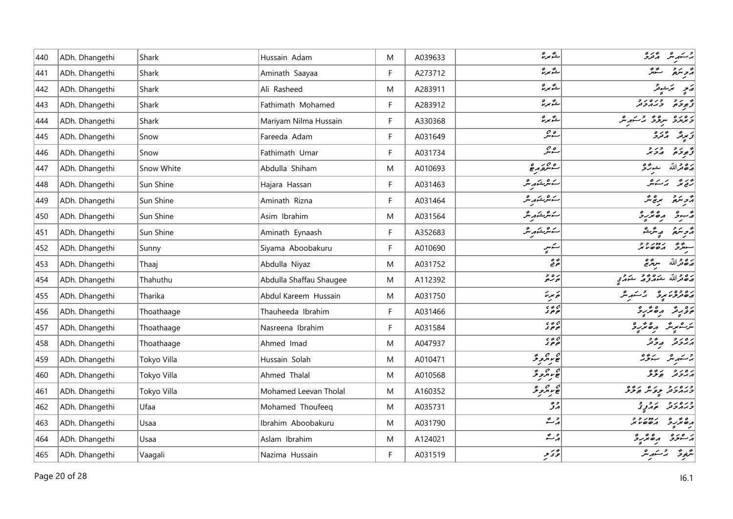| 440 | ADh. Dhangethi | Shark | Hussain Adam | M | A039633 | ޝާރކް | ޙުސައިން އާދަމް |
|---|---|---|---|---|---|---|---|
| 441 | ADh. Dhangethi | Shark | Aminath Saayaa | F | A273712 | ޝާރކް | އާމިނަތު ސާޔާ |
| 442 | ADh. Dhangethi | Shark | Ali Rasheed | M | A283911 | ޝާރކް | އަލީ ރަޝީދު |
| 443 | ADh. Dhangethi | Shark | Fathimath Mohamed | F | A283912 | ޝާރކް | ފާތިމަތު މުޙައްމަދު |
| 444 | ADh. Dhangethi | Shark | Mariyam Nilma Hussain | F | A330368 | ޝާރކް | މަރިޔަމް ނިލްމާ ޙުސައިން |
| 445 | ADh. Dhangethi | Snow | Fareeda Adam | F | A031649 | ސްނޯ | ފަރީދާ އާދަމް |
| 446 | ADh. Dhangethi | Snow | Fathimath Umar | F | A031734 | ސްނޯ | ފާތިމަތު އުމަރު |
| 447 | ADh. Dhangethi | Snow White | Abdulla Shiham | M | A010693 | ސްނޯވައިޓް | އަބްދުﷲ ޝިހާމް |
| 448 | ADh. Dhangethi | Sun Shine | Hajara Hassan | F | A031463 | ސަންޝައިން | ހާޖަރާ ހަސަން |
| 449 | ADh. Dhangethi | Sun Shine | Aminath Rizna | F | A031464 | ސަންޝައިން | އާމިނަތު ރިޒްނާ |
| 450 | ADh. Dhangethi | Sun Shine | Asim Ibrahim | M | A031564 | ސަންޝައިން | އާސިމް އިބްރާހީމް |
| 451 | ADh. Dhangethi | Sun Shine | Aminath Eynaash | F | A352683 | ސަންޝައިން | އާމިނަތު އީނާޝް |
| 452 | ADh. Dhangethi | Sunny | Siyama Aboobakuru | F | A010690 | ސަނީ | ސިޔާމާ އަބޫބަކުރު |
| 453 | ADh. Dhangethi | Thaaj | Abdulla Niyaz | M | A031752 | ތާޖް | އަބްދުﷲ ނިޔާޒް |
| 454 | ADh. Dhangethi | Thahuthu | Abdulla Shaffau Shaugee | M | A112392 | ތަހުތު | އަބްދުﷲ ޝައްފާޢު ޝައުޤީ |
| 455 | ADh. Dhangethi | Tharika | Abdul Kareem Hussain | M | A031750 | ތަރިކަ | އަބްދުލްކަރީމް ޙުސައިން |
| 456 | ADh. Dhangethi | Thoathaage | Thauheeda Ibrahim | F | A031466 | ތޯތާގެ | ތައުހީދާ އިބްރާހީމް |
| 457 | ADh. Dhangethi | Thoathaage | Nasreena Ibrahim | F | A031584 | ތޯތާގެ | ނަސްރީނާ އިބްރާހީމް |
| 458 | ADh. Dhangethi | Thoathaage | Ahmed Imad | M | A047937 | ތޯތާގެ | އަޙްމަދު އިމާދު |
| 459 | ADh. Dhangethi | Tokyo Villa | Hussain Solah | M | A010471 | ޓޯކިޔޯވިލާ | ޙުސައިން ޞަލާޙް |
| 460 | ADh. Dhangethi | Tokyo Villa | Ahmed Thalal | M | A010568 | ޓޯކިޔޯވިލާ | އަޙްމަދު ޠަލާލް |
| 461 | ADh. Dhangethi | Tokyo Villa | Mohamed Leevan Tholal | M | A160352 | ޓޯކިޔޯވިލާ | މުޙައްމަދު ލީވަން ތޮލާލް |
| 462 | ADh. Dhangethi | Ufaa | Mohamed Thoufeeq | M | A035731 | އުފާ | މުޙައްމަދު ތައުފީޤު |
| 463 | ADh. Dhangethi | Usaa | Ibrahim Aboobakuru | M | A031790 | އުސާ | އިބްރާހީމް އަބޫބަކުރު |
| 464 | ADh. Dhangethi | Usaa | Aslam Ibrahim | M | A124021 | އުސާ | އަސްލަމް އިބްރާހީމް |
| 465 | ADh. Dhangethi | Vaagali | Nazima Hussain | F | A031519 | ވާގަލި | ނާޒިމާ ޙުސައިން |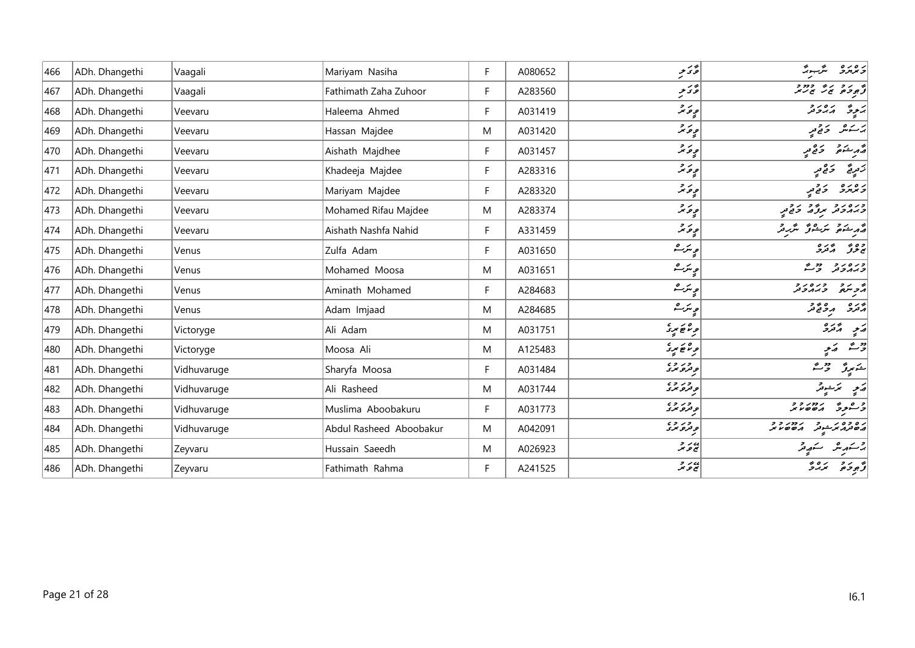| 466 | ADh. Dhangethi | Vaagali | Mariyam Nasiha | F | A080652 | ވާގަލި | މަރިޔަމް ނާސިހާ |
|---|---|---|---|---|---|---|---|
| 467 | ADh. Dhangethi | Vaagali | Fathimath Zaha Zuhoor | F | A283560 | ވާގަލި | ފާތިމަތު ޒަހާ ޒުހޫރު |
| 468 | ADh. Dhangethi | Veevaru | Haleema Ahmed | F | A031419 | ވީވަރު | ހަލީމާ އަހުމަދު |
| 469 | ADh. Dhangethi | Veevaru | Hassan Majdee | M | A031420 | ވީވަރު | ހަސަން މަޖްދީ |
| 470 | ADh. Dhangethi | Veevaru | Aishath Majdhee | F | A031457 | ވީވަރު | އައިشަތު މަޖްދީ |
| 471 | ADh. Dhangethi | Veevaru | Khadeeja Majdee | F | A283316 | ވީވަރު | ހަދީޖާ މަޖްދީ |
| 472 | ADh. Dhangethi | Veevaru | Mariyam Majdee | F | A283320 | ވީވަރު | މަރިޔަމް މަޖްދީ |
| 473 | ADh. Dhangethi | Veevaru | Mohamed Rifau Majdee | M | A283374 | ވީވަރު | މުހައްމަދު ރިފާއު މަޖްދީ |
| 474 | ADh. Dhangethi | Veevaru | Aishath Nashfa Nahid | F | A331459 | ވީވަރު | އައިشަތު ނަޝްފާ ނާހިދު |
| 475 | ADh. Dhangethi | Venus | Zulfa Adam | F | A031650 | ވީނަސް | ޒުލްފާ އާދަމް |
| 476 | ADh. Dhangethi | Venus | Mohamed Moosa | M | A031651 | ވީނަސް | މުހައްމަދު މޫސާ |
| 477 | ADh. Dhangethi | Venus | Aminath Mohamed | F | A284683 | ވީނަސް | އާމިނަތު މުހައްމަދު |
| 478 | ADh. Dhangethi | Venus | Adam Imjaad | M | A284685 | ވީނަސް | އާދަމް އިމްޖާދު |
| 479 | ADh. Dhangethi | Victoryge | Ali Adam | M | A031751 | ވިކްޓަރީގެ | އަލި އާދަމް |
| 480 | ADh. Dhangethi | Victoryge | Moosa Ali | M | A125483 | ވިކްޓަރީގެ | މޫސާ އަލި |
| 481 | ADh. Dhangethi | Vidhuvaruge | Sharyfa Moosa | F | A031484 | ވިދުވަރުގެ | ޝަރީފާ މޫސާ |
| 482 | ADh. Dhangethi | Vidhuvaruge | Ali Rasheed | M | A031744 | ވިދުވަރުގެ | އަލި ރަޝީދު |
| 483 | ADh. Dhangethi | Vidhuvaruge | Muslima Aboobakuru | F | A031773 | ވިދުވަރުގެ | މުސްލިމާ އަބޫބަކުރު |
| 484 | ADh. Dhangethi | Vidhuvaruge | Abdul Rasheed Aboobakur | M | A042091 | ވިދުވަރުގެ | އަބްދުއްރަޝީދު އަބޫބަކުރު |
| 485 | ADh. Dhangethi | Zeyvaru | Hussain Saeedh | M | A026923 | ޒޭވަރު | ހުސައިން ސަޢީދު |
| 486 | ADh. Dhangethi | Zeyvaru | Fathimath Rahma | F | A241525 | ޒޭވަރު | ފާތިމަތު ރަހުމާ |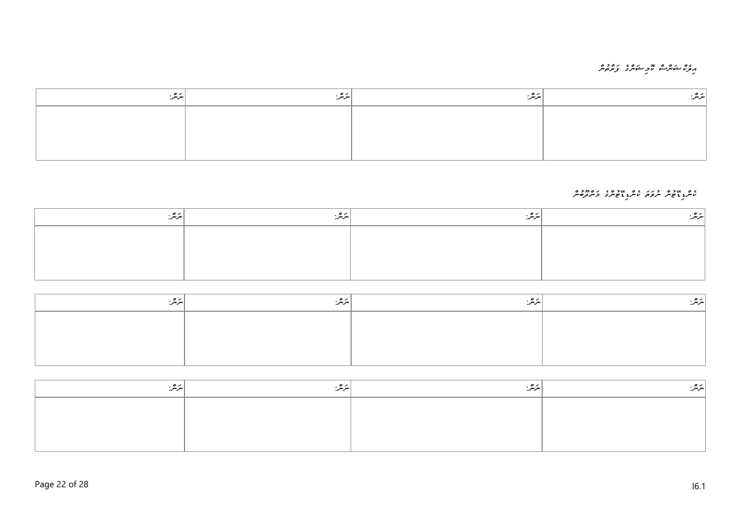# އިޤްތިޞާދީ ކޮމިޝަނުގެ ފަރާތުން

| ނަން: | ނަން: | ނަން: | ނަން: |
|---|---|---|---|
| | | | |

## ކުންފުނީގެ ނުވަތަ ކޯޕަރޭޝަނުގެ މަސްދަރު

| ނަން: | ނަން: | ނަން: | ނަން: |
|---|---|---|---|
| | | | |

| ނަން: | ނަން: | ނަން: | ނަން: |
|---|---|---|---|
| | | | |

| ނަން: | ނަން: | ނަން: | ނަން: |
|---|---|---|---|
| | | | |

I6.1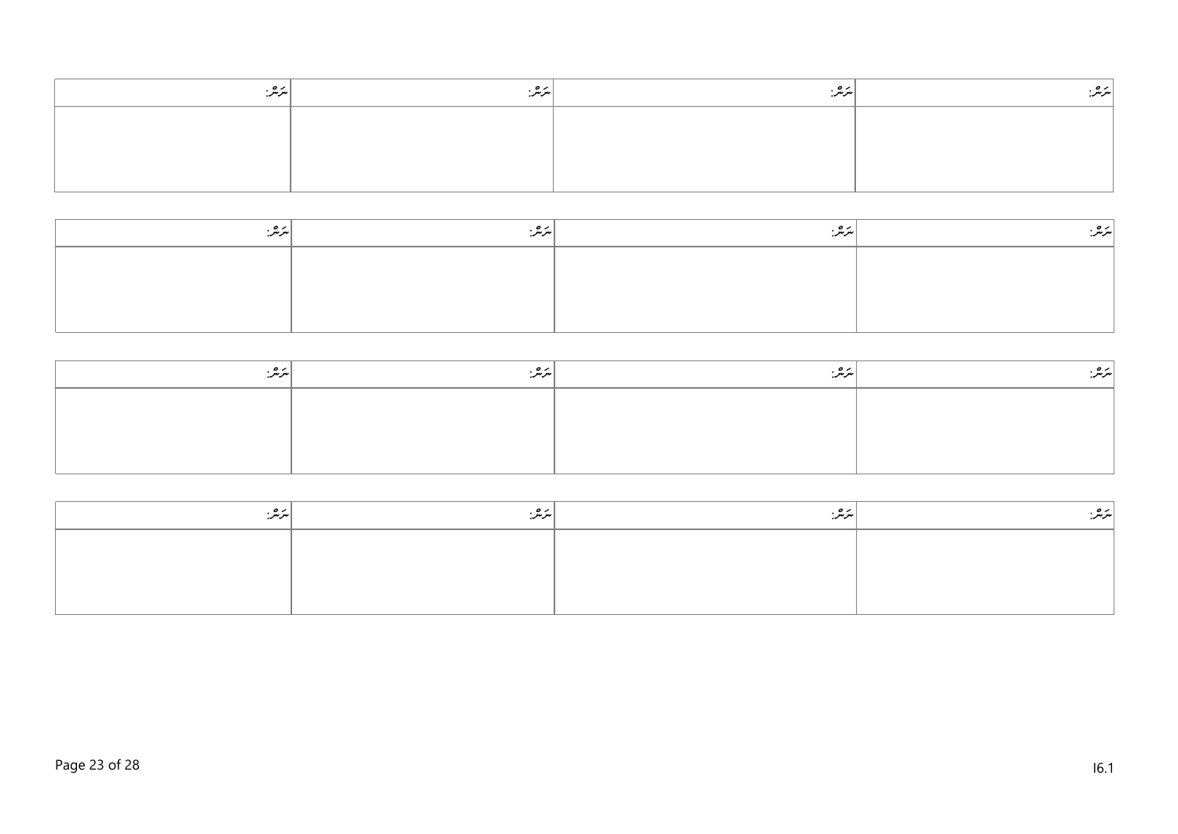| ނަރަކާ: | ނަރަކާ: | ނަރަކާ: | ނަރަކާ: |
| --- | --- | --- | --- |
| | | | |

| ނަރަކާ: | ނަރަކާ: | ނަރަކާ: | ނަރަކާ: |
| --- | --- | --- | --- |
| | | | |

| ނަރަކާ: | ނަރަކާ: | ނަރަކާ: | ނަރަކާ: |
| --- | --- | --- | --- |
| | | | |

| ނަރަކާ: | ނަރަކާ: | ނަރަކާ: | ނަރަކާ: |
| --- | --- | --- | --- |
| | | | |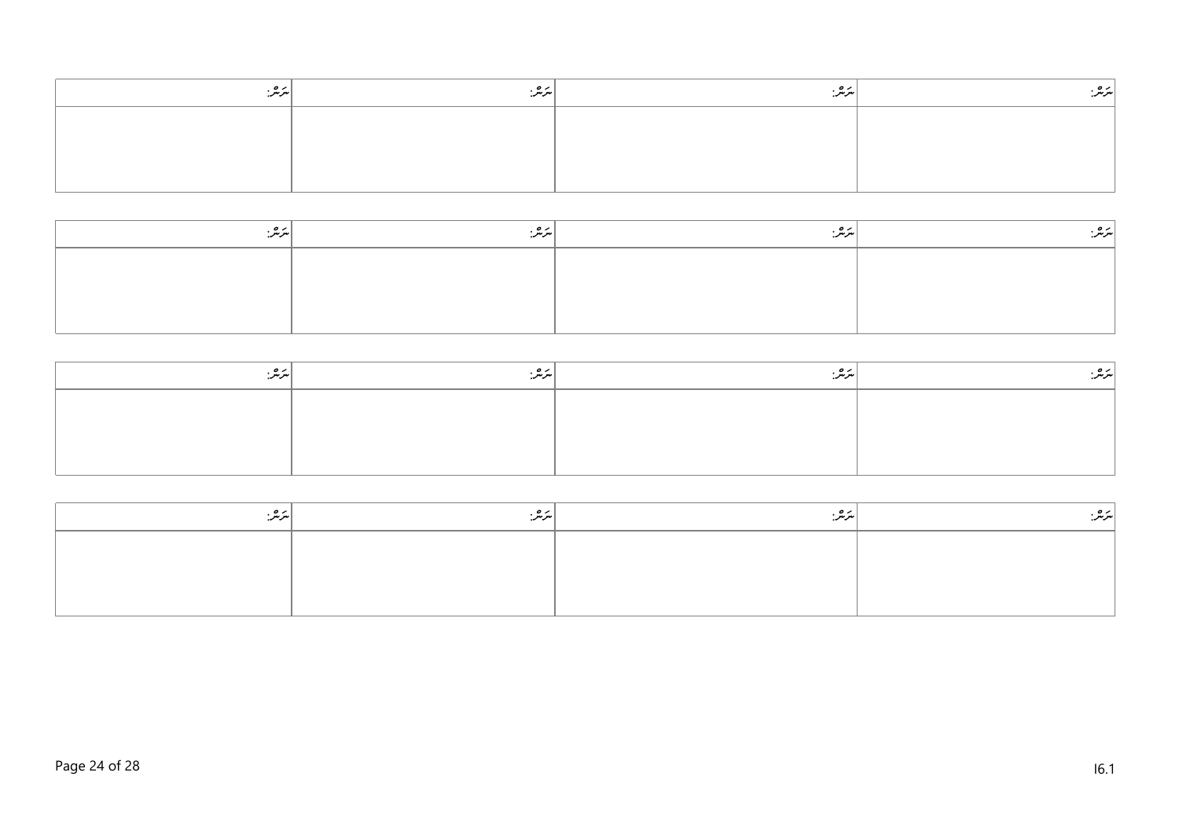| ނަންބަރ: | ނަންބަރ: | ނަންބަރ: | ނަންބަރ: |
| --- | --- | --- | --- |
| | | | |

| ނަންބަރ: | ނަންބަރ: | ނަންބަރ: | ނަންބަރ: |
| --- | --- | --- | --- |
| | | | |

| ނަންބަރ: | ނަންބަރ: | ނަންބަރ: | ނަންބަރ: |
| --- | --- | --- | --- |
| | | | |

| ނަންބަރ: | ނަންބަރ: | ނަންބަރ: | ނަންބަރ: |
| --- | --- | --- | --- |
| | | | |

I6.1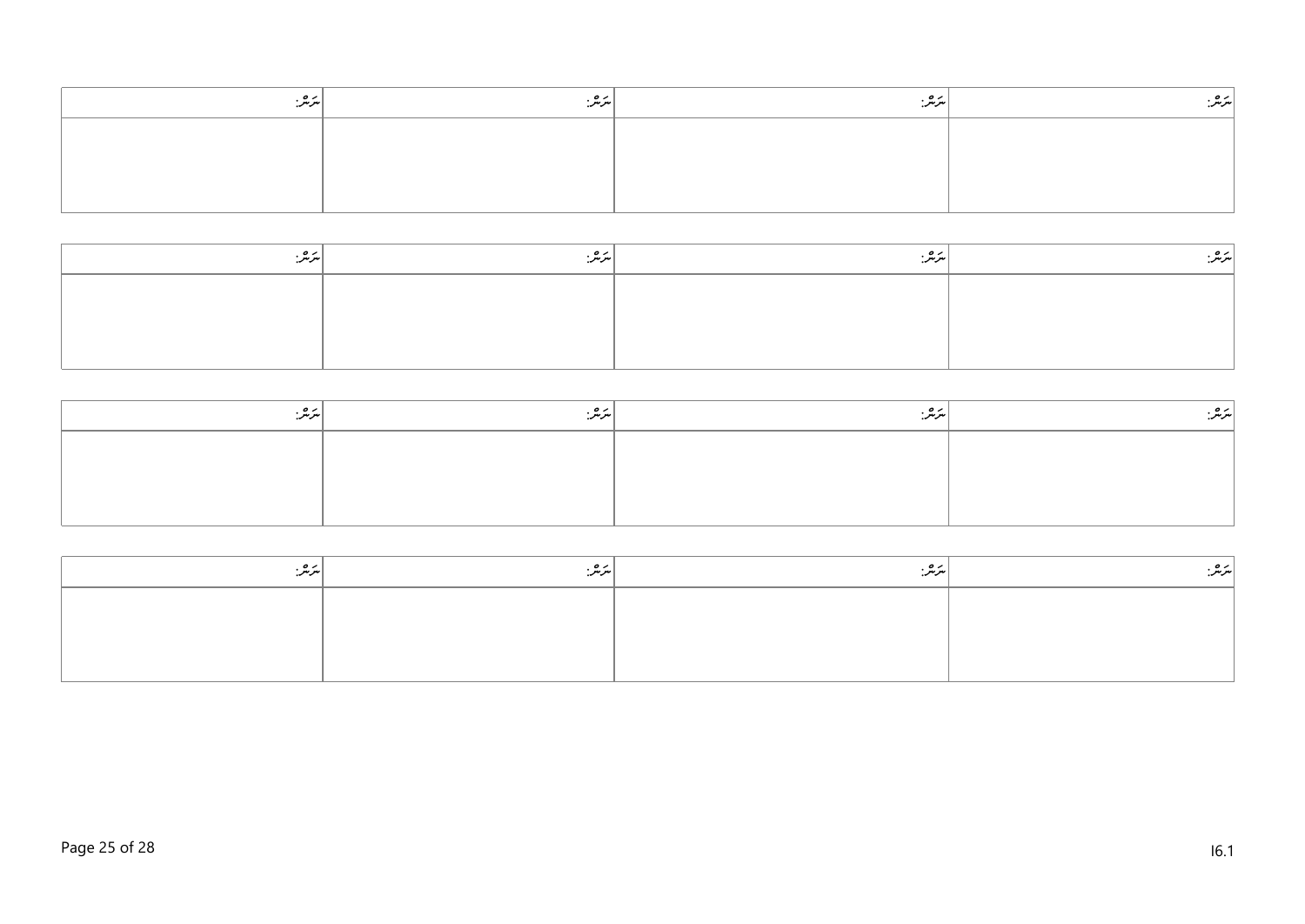| ނަރަދ: | ނަރަދ: | ނަރަދ: | ނަރަދ: |
| --- | --- | --- | --- |
| | | | |

| ނަރަދ: | ނަރަދ: | ނަރަދ: | ނަރަދ: |
| --- | --- | --- | --- |
| | | | |

| ނަރަދ: | ނަރަދ: | ނަރަދ: | ނަރަދ: |
| --- | --- | --- | --- |
| | | | |

| ނަރަދ: | ނަރަދ: | ނަރަދ: | ނަރަދ: |
| --- | --- | --- | --- |
| | | | |

I6.1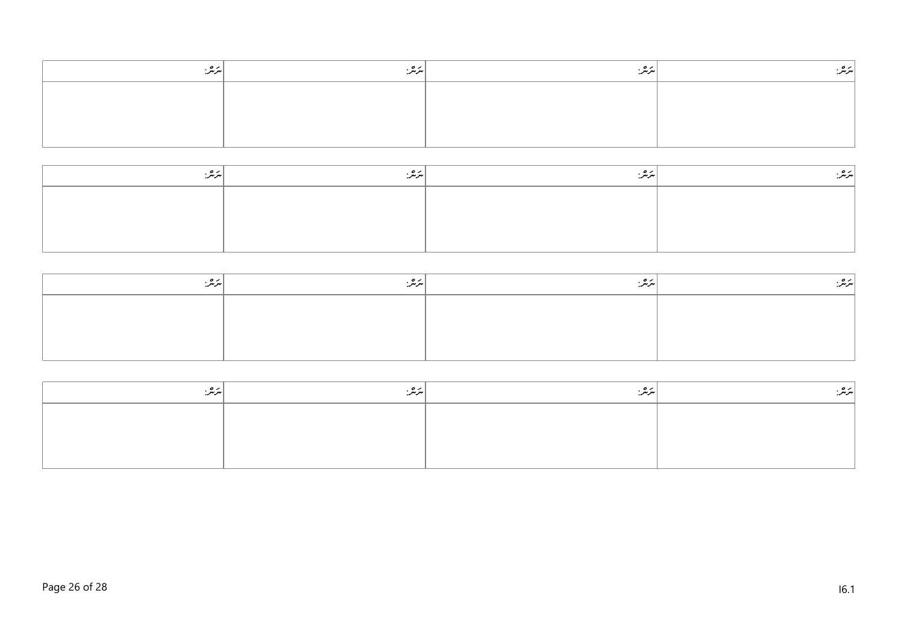| ނަންބަރު: | ނަންބަރު: | ނަންބަރު: | ނަންބަރު: |
|---|---|---|---|
| | | | |

| ނަންބަރު: | ނަންބަރު: | ނަންބަރު: | ނަންބަރު: |
|---|---|---|---|
| | | | |

| ނަންބަރު: | ނަންބަރު: | ނަންބަރު: | ނަންބަރު: |
|---|---|---|---|
| | | | |

| ނަންބަރު: | ނަންބަރު: | ނަންބަރު: | ނަންބަރު: |
|---|---|---|---|
| | | | |

I6.1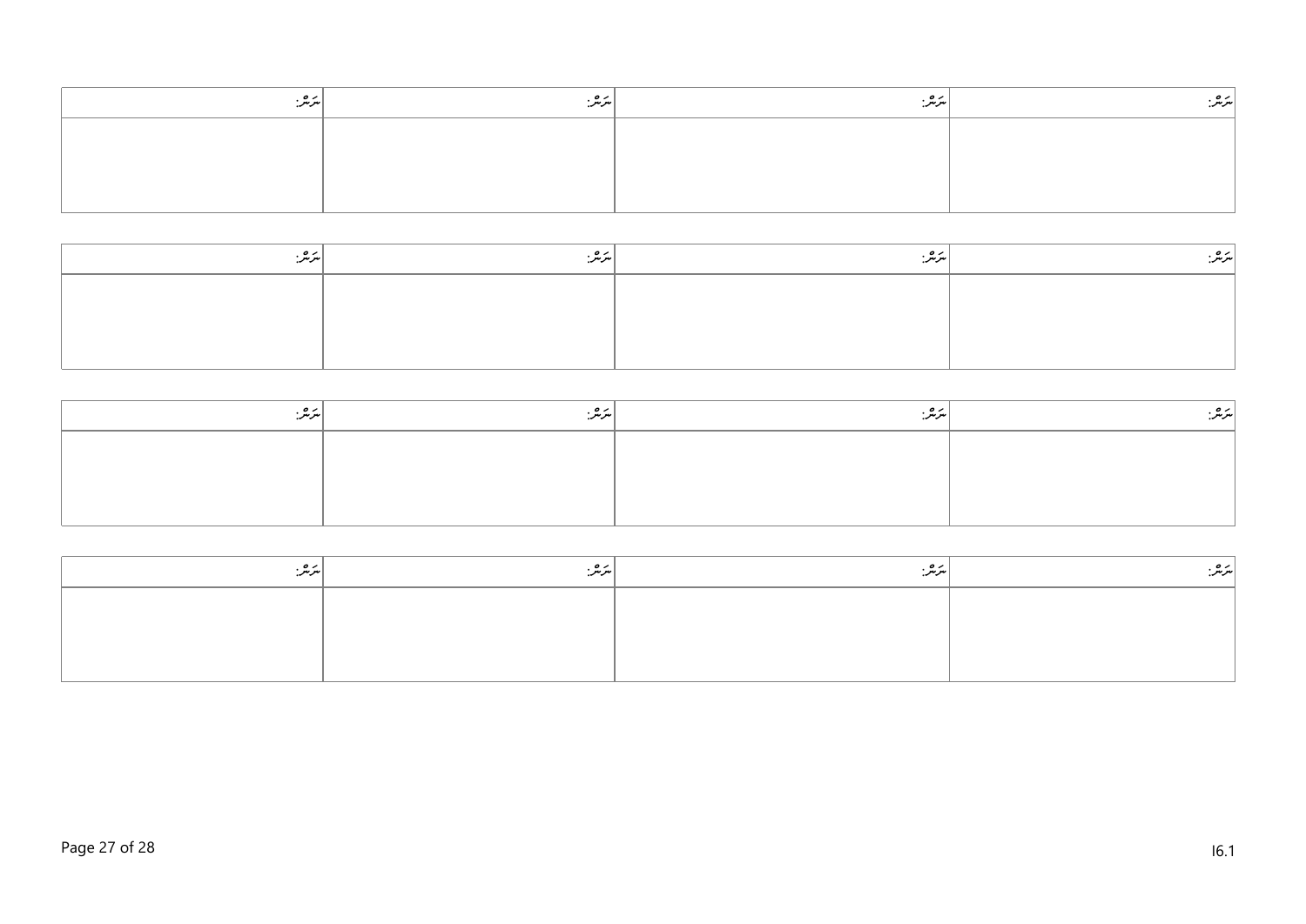| ނަރަށް: | ނަރަށް: | ނަރަށް: | ނަރަށް: |
| --- | --- | --- | --- |
| | | | |

| ނަރަށް: | ނަރަށް: | ނަރަށް: | ނަރަށް: |
| --- | --- | --- | --- |
| | | | |

| ނަރަށް: | ނަރަށް: | ނަރަށް: | ނަރަށް: |
| --- | --- | --- | --- |
| | | | |

| ނަރަށް: | ނަރަށް: | ނަރަށް: | ނަރަށް: |
| --- | --- | --- | --- |
| | | | |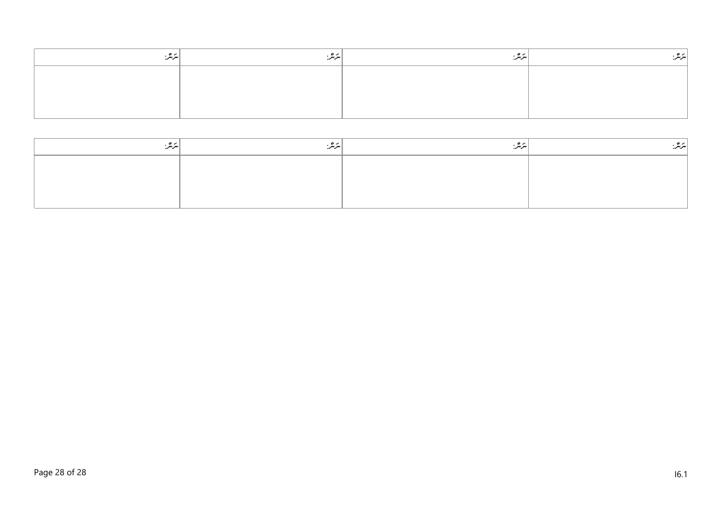| ނަންބަރު: | ނަންބަރު: | ނަންބަރު: | ނަންބަރު: |
|---|---|---|---|
| | | | |

| ނަންބަރު: | ނަންބަރު: | ނަންބަރު: | ނަންބަރު: |
|---|---|---|---|
| | | | |